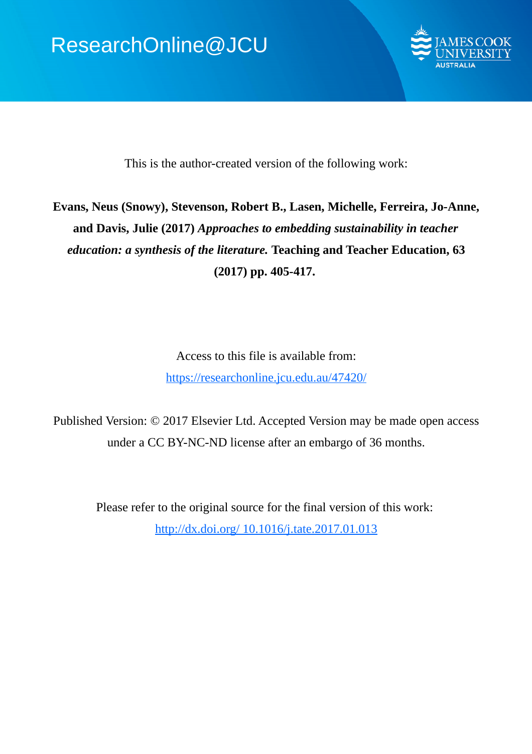ResearchOnline@JCU

This is the author-created version of the following work:

**Evans, Neus (Snowy), Stevenson, Robert B., Lasen, Michelle, Ferreira, Jo-Anne, and Davis, Julie (2017)** ***Approaches to embedding sustainability in teacher education: a synthesis of the literature.*** **Teaching and Teacher Education, 63 (2017) pp. 405-417.**

Access to this file is available from:

[https://researchonline.jcu.edu.au/47420/](https://researchonline.jcu.edu.au/47420/)

Published Version: © 2017 Elsevier Ltd. Accepted Version may be made open access under a CC BY-NC-ND license after an embargo of 36 months.

Please refer to the original source for the final version of this work:

[http://dx.doi.org/ 10.1016/j.tate.2017.01.013](http://dx.doi.org/10.1016/j.tate.2017.01.013)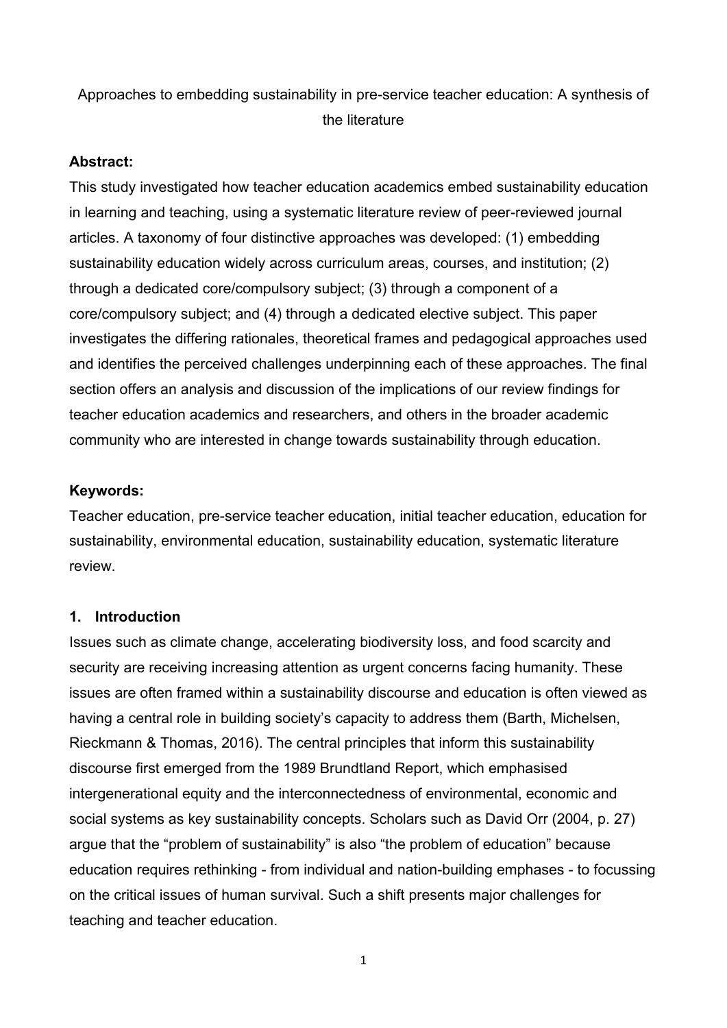Approaches to embedding sustainability in pre-service teacher education: A synthesis of the literature

**Abstract:**

This study investigated how teacher education academics embed sustainability education in learning and teaching, using a systematic literature review of peer-reviewed journal articles. A taxonomy of four distinctive approaches was developed: (1) embedding sustainability education widely across curriculum areas, courses, and institution; (2) through a dedicated core/compulsory subject; (3) through a component of a core/compulsory subject; and (4) through a dedicated elective subject. This paper investigates the differing rationales, theoretical frames and pedagogical approaches used and identifies the perceived challenges underpinning each of these approaches. The final section offers an analysis and discussion of the implications of our review findings for teacher education academics and researchers, and others in the broader academic community who are interested in change towards sustainability through education.

**Keywords:**

Teacher education, pre-service teacher education, initial teacher education, education for sustainability, environmental education, sustainability education, systematic literature review.

## 1. Introduction

Issues such as climate change, accelerating biodiversity loss, and food scarcity and security are receiving increasing attention as urgent concerns facing humanity. These issues are often framed within a sustainability discourse and education is often viewed as having a central role in building society's capacity to address them (Barth, Michelsen, Rieckmann & Thomas, 2016). The central principles that inform this sustainability discourse first emerged from the 1989 Brundtland Report, which emphasised intergenerational equity and the interconnectedness of environmental, economic and social systems as key sustainability concepts. Scholars such as David Orr (2004, p. 27) argue that the "problem of sustainability" is also "the problem of education" because education requires rethinking - from individual and nation-building emphases - to focussing on the critical issues of human survival. Such a shift presents major challenges for teaching and teacher education.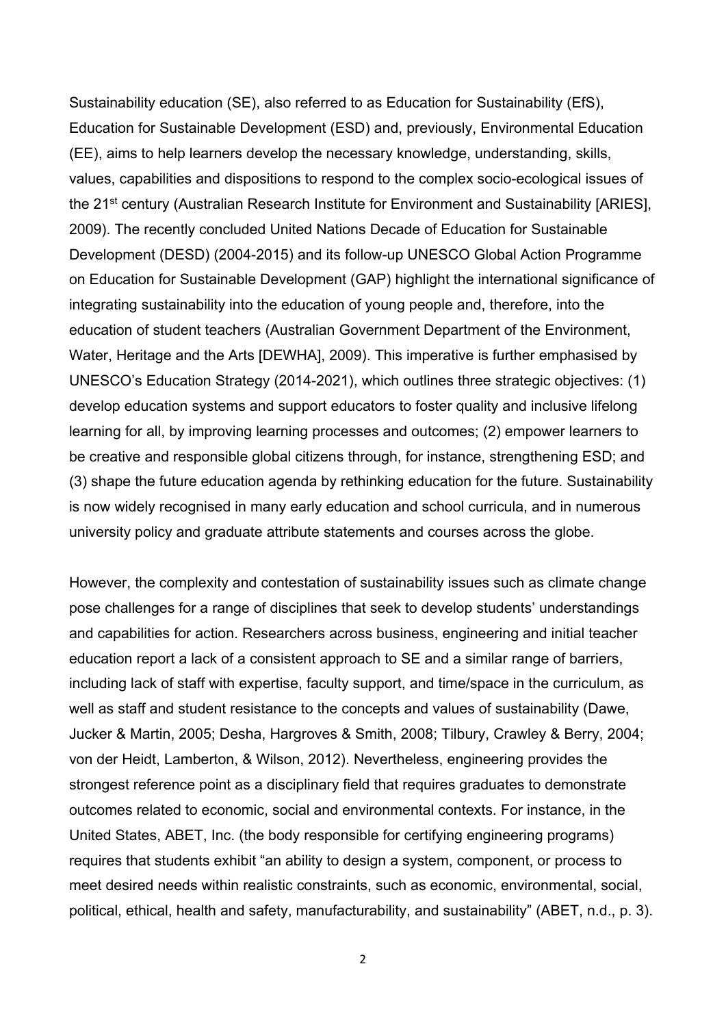Sustainability education (SE), also referred to as Education for Sustainability (EfS), Education for Sustainable Development (ESD) and, previously, Environmental Education (EE), aims to help learners develop the necessary knowledge, understanding, skills, values, capabilities and dispositions to respond to the complex socio-ecological issues of the 21st century (Australian Research Institute for Environment and Sustainability [ARIES], 2009). The recently concluded United Nations Decade of Education for Sustainable Development (DESD) (2004-2015) and its follow-up UNESCO Global Action Programme on Education for Sustainable Development (GAP) highlight the international significance of integrating sustainability into the education of young people and, therefore, into the education of student teachers (Australian Government Department of the Environment, Water, Heritage and the Arts [DEWHA], 2009). This imperative is further emphasised by UNESCO's Education Strategy (2014-2021), which outlines three strategic objectives: (1) develop education systems and support educators to foster quality and inclusive lifelong learning for all, by improving learning processes and outcomes; (2) empower learners to be creative and responsible global citizens through, for instance, strengthening ESD; and (3) shape the future education agenda by rethinking education for the future. Sustainability is now widely recognised in many early education and school curricula, and in numerous university policy and graduate attribute statements and courses across the globe.

However, the complexity and contestation of sustainability issues such as climate change pose challenges for a range of disciplines that seek to develop students' understandings and capabilities for action. Researchers across business, engineering and initial teacher education report a lack of a consistent approach to SE and a similar range of barriers, including lack of staff with expertise, faculty support, and time/space in the curriculum, as well as staff and student resistance to the concepts and values of sustainability (Dawe, Jucker & Martin, 2005; Desha, Hargroves & Smith, 2008; Tilbury, Crawley & Berry, 2004; von der Heidt, Lamberton, & Wilson, 2012). Nevertheless, engineering provides the strongest reference point as a disciplinary field that requires graduates to demonstrate outcomes related to economic, social and environmental contexts. For instance, in the United States, ABET, Inc. (the body responsible for certifying engineering programs) requires that students exhibit "an ability to design a system, component, or process to meet desired needs within realistic constraints, such as economic, environmental, social, political, ethical, health and safety, manufacturability, and sustainability" (ABET, n.d., p. 3).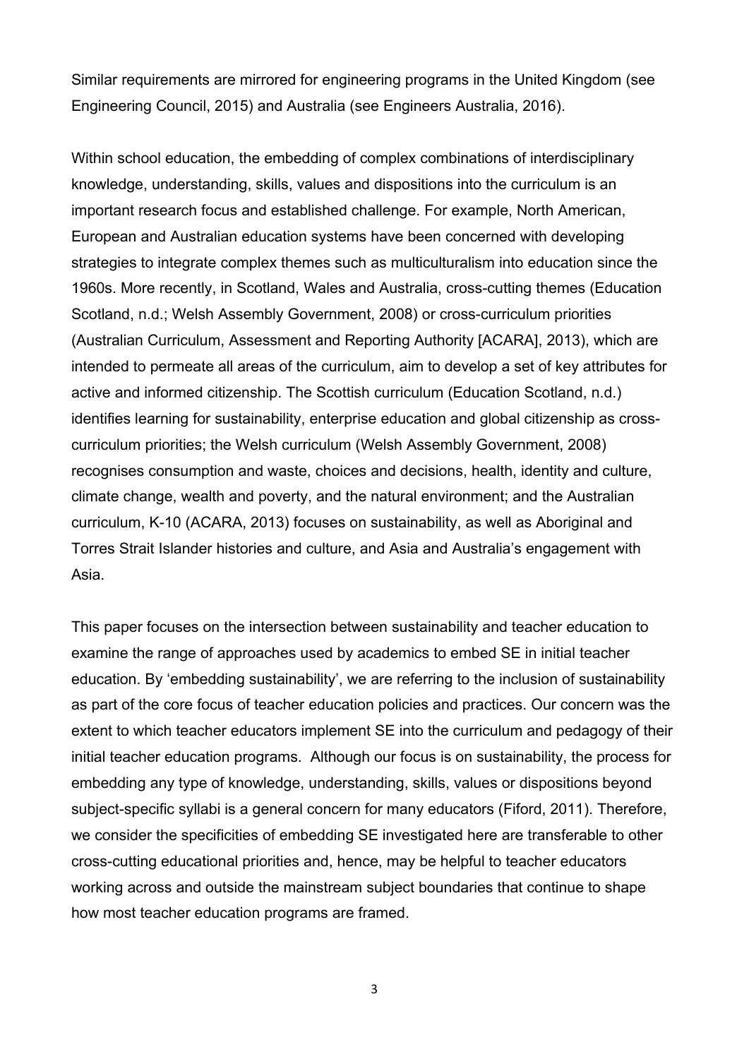Similar requirements are mirrored for engineering programs in the United Kingdom (see Engineering Council, 2015) and Australia (see Engineers Australia, 2016).

Within school education, the embedding of complex combinations of interdisciplinary knowledge, understanding, skills, values and dispositions into the curriculum is an important research focus and established challenge. For example, North American, European and Australian education systems have been concerned with developing strategies to integrate complex themes such as multiculturalism into education since the 1960s. More recently, in Scotland, Wales and Australia, cross-cutting themes (Education Scotland, n.d.; Welsh Assembly Government, 2008) or cross-curriculum priorities (Australian Curriculum, Assessment and Reporting Authority [ACARA], 2013), which are intended to permeate all areas of the curriculum, aim to develop a set of key attributes for active and informed citizenship. The Scottish curriculum (Education Scotland, n.d.) identifies learning for sustainability, enterprise education and global citizenship as cross-curriculum priorities; the Welsh curriculum (Welsh Assembly Government, 2008) recognises consumption and waste, choices and decisions, health, identity and culture, climate change, wealth and poverty, and the natural environment; and the Australian curriculum, K-10 (ACARA, 2013) focuses on sustainability, as well as Aboriginal and Torres Strait Islander histories and culture, and Asia and Australia's engagement with Asia.

This paper focuses on the intersection between sustainability and teacher education to examine the range of approaches used by academics to embed SE in initial teacher education. By 'embedding sustainability', we are referring to the inclusion of sustainability as part of the core focus of teacher education policies and practices. Our concern was the extent to which teacher educators implement SE into the curriculum and pedagogy of their initial teacher education programs. Although our focus is on sustainability, the process for embedding any type of knowledge, understanding, skills, values or dispositions beyond subject-specific syllabi is a general concern for many educators (Fiford, 2011). Therefore, we consider the specificities of embedding SE investigated here are transferable to other cross-cutting educational priorities and, hence, may be helpful to teacher educators working across and outside the mainstream subject boundaries that continue to shape how most teacher education programs are framed.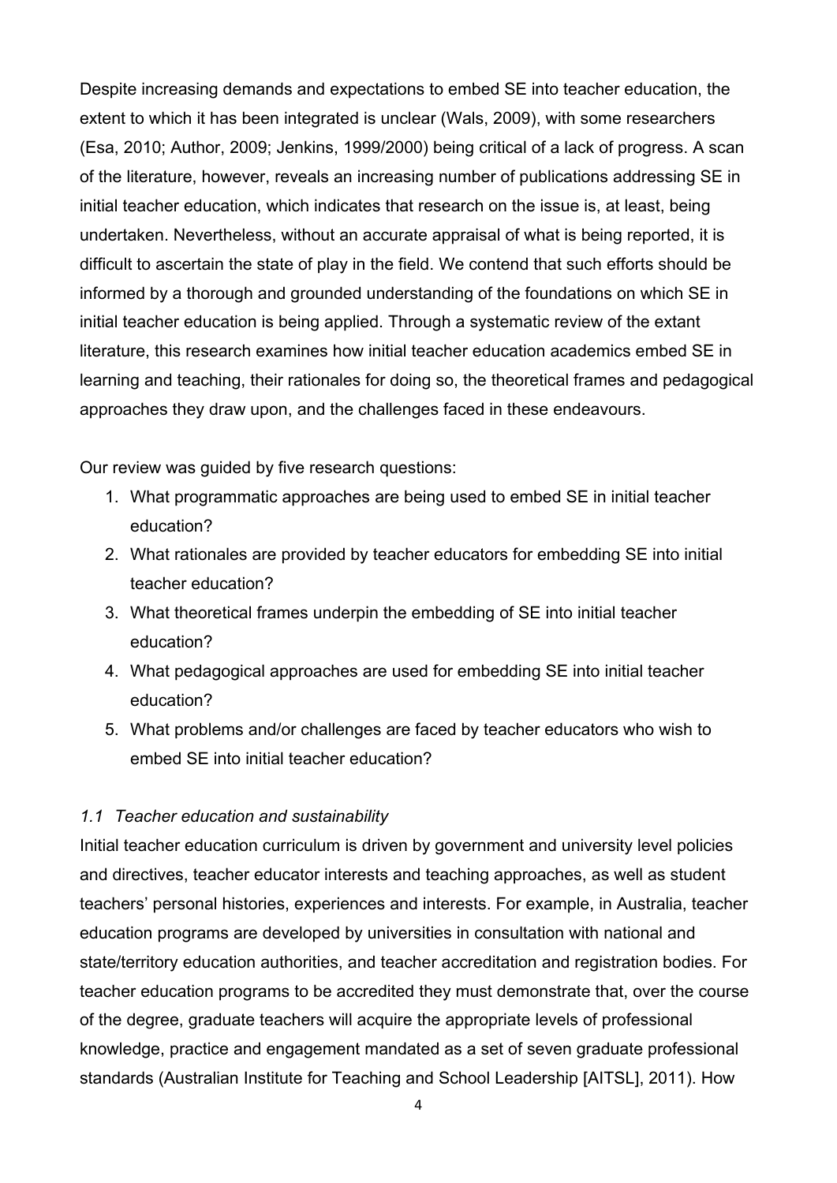Despite increasing demands and expectations to embed SE into teacher education, the extent to which it has been integrated is unclear (Wals, 2009), with some researchers (Esa, 2010; Author, 2009; Jenkins, 1999/2000) being critical of a lack of progress. A scan of the literature, however, reveals an increasing number of publications addressing SE in initial teacher education, which indicates that research on the issue is, at least, being undertaken. Nevertheless, without an accurate appraisal of what is being reported, it is difficult to ascertain the state of play in the field. We contend that such efforts should be informed by a thorough and grounded understanding of the foundations on which SE in initial teacher education is being applied. Through a systematic review of the extant literature, this research examines how initial teacher education academics embed SE in learning and teaching, their rationales for doing so, the theoretical frames and pedagogical approaches they draw upon, and the challenges faced in these endeavours.

Our review was guided by five research questions:

1. What programmatic approaches are being used to embed SE in initial teacher education?
2. What rationales are provided by teacher educators for embedding SE into initial teacher education?
3. What theoretical frames underpin the embedding of SE into initial teacher education?
4. What pedagogical approaches are used for embedding SE into initial teacher education?
5. What problems and/or challenges are faced by teacher educators who wish to embed SE into initial teacher education?

### *1.1 Teacher education and sustainability*

Initial teacher education curriculum is driven by government and university level policies and directives, teacher educator interests and teaching approaches, as well as student teachers' personal histories, experiences and interests. For example, in Australia, teacher education programs are developed by universities in consultation with national and state/territory education authorities, and teacher accreditation and registration bodies. For teacher education programs to be accredited they must demonstrate that, over the course of the degree, graduate teachers will acquire the appropriate levels of professional knowledge, practice and engagement mandated as a set of seven graduate professional standards (Australian Institute for Teaching and School Leadership [AITSL], 2011). How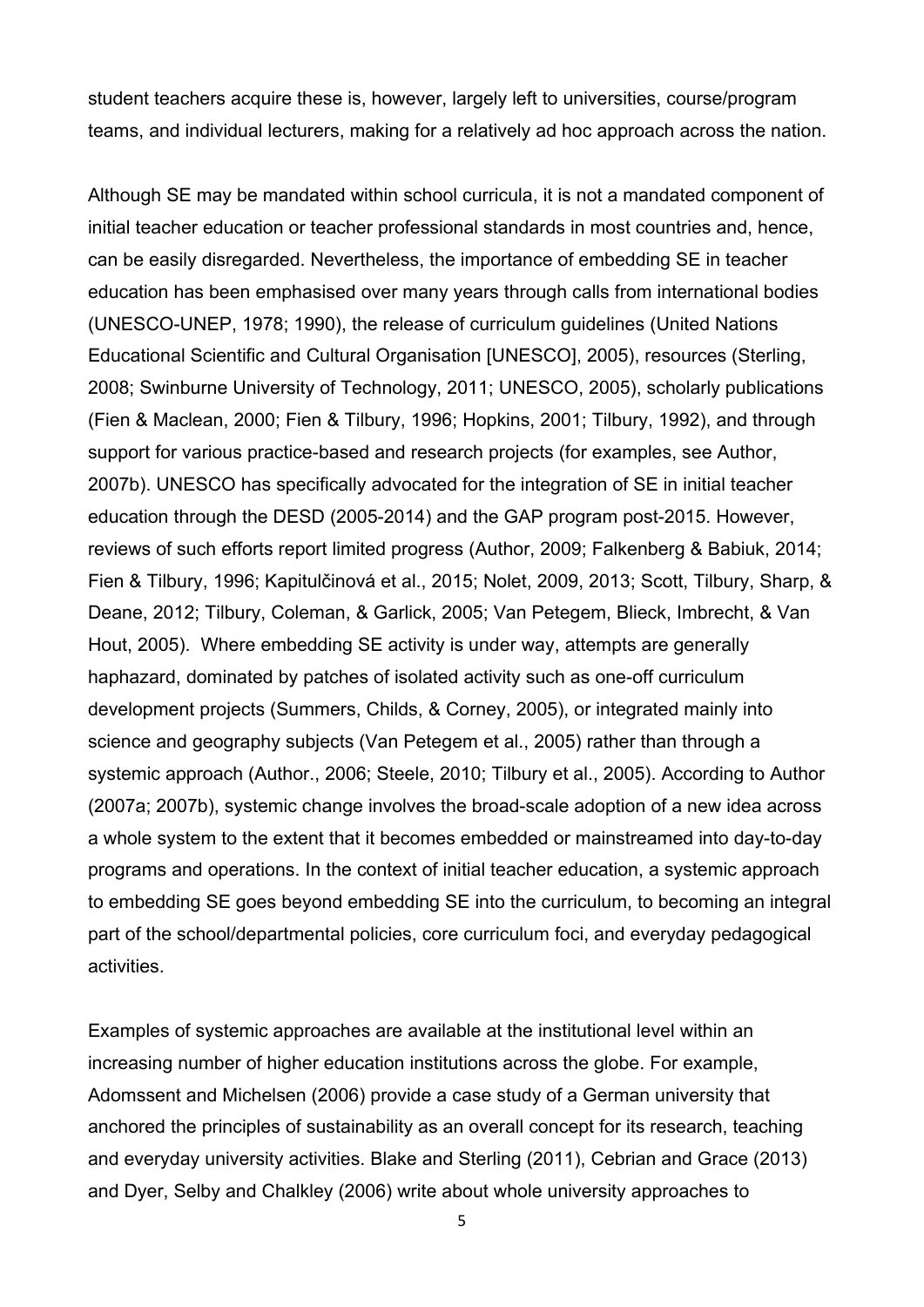student teachers acquire these is, however, largely left to universities, course/program teams, and individual lecturers, making for a relatively ad hoc approach across the nation.

Although SE may be mandated within school curricula, it is not a mandated component of initial teacher education or teacher professional standards in most countries and, hence, can be easily disregarded. Nevertheless, the importance of embedding SE in teacher education has been emphasised over many years through calls from international bodies (UNESCO-UNEP, 1978; 1990), the release of curriculum guidelines (United Nations Educational Scientific and Cultural Organisation [UNESCO], 2005), resources (Sterling, 2008; Swinburne University of Technology, 2011; UNESCO, 2005), scholarly publications (Fien & Maclean, 2000; Fien & Tilbury, 1996; Hopkins, 2001; Tilbury, 1992), and through support for various practice-based and research projects (for examples, see Author, 2007b). UNESCO has specifically advocated for the integration of SE in initial teacher education through the DESD (2005-2014) and the GAP program post-2015. However, reviews of such efforts report limited progress (Author, 2009; Falkenberg & Babiuk, 2014; Fien & Tilbury, 1996; Kapitulčinová et al., 2015; Nolet, 2009, 2013; Scott, Tilbury, Sharp, & Deane, 2012; Tilbury, Coleman, & Garlick, 2005; Van Petegem, Blieck, Imbrecht, & Van Hout, 2005). Where embedding SE activity is under way, attempts are generally haphazard, dominated by patches of isolated activity such as one-off curriculum development projects (Summers, Childs, & Corney, 2005), or integrated mainly into science and geography subjects (Van Petegem et al., 2005) rather than through a systemic approach (Author., 2006; Steele, 2010; Tilbury et al., 2005). According to Author (2007a; 2007b), systemic change involves the broad-scale adoption of a new idea across a whole system to the extent that it becomes embedded or mainstreamed into day-to-day programs and operations. In the context of initial teacher education, a systemic approach to embedding SE goes beyond embedding SE into the curriculum, to becoming an integral part of the school/departmental policies, core curriculum foci, and everyday pedagogical activities.

Examples of systemic approaches are available at the institutional level within an increasing number of higher education institutions across the globe. For example, Adomssent and Michelsen (2006) provide a case study of a German university that anchored the principles of sustainability as an overall concept for its research, teaching and everyday university activities. Blake and Sterling (2011), Cebrian and Grace (2013) and Dyer, Selby and Chalkley (2006) write about whole university approaches to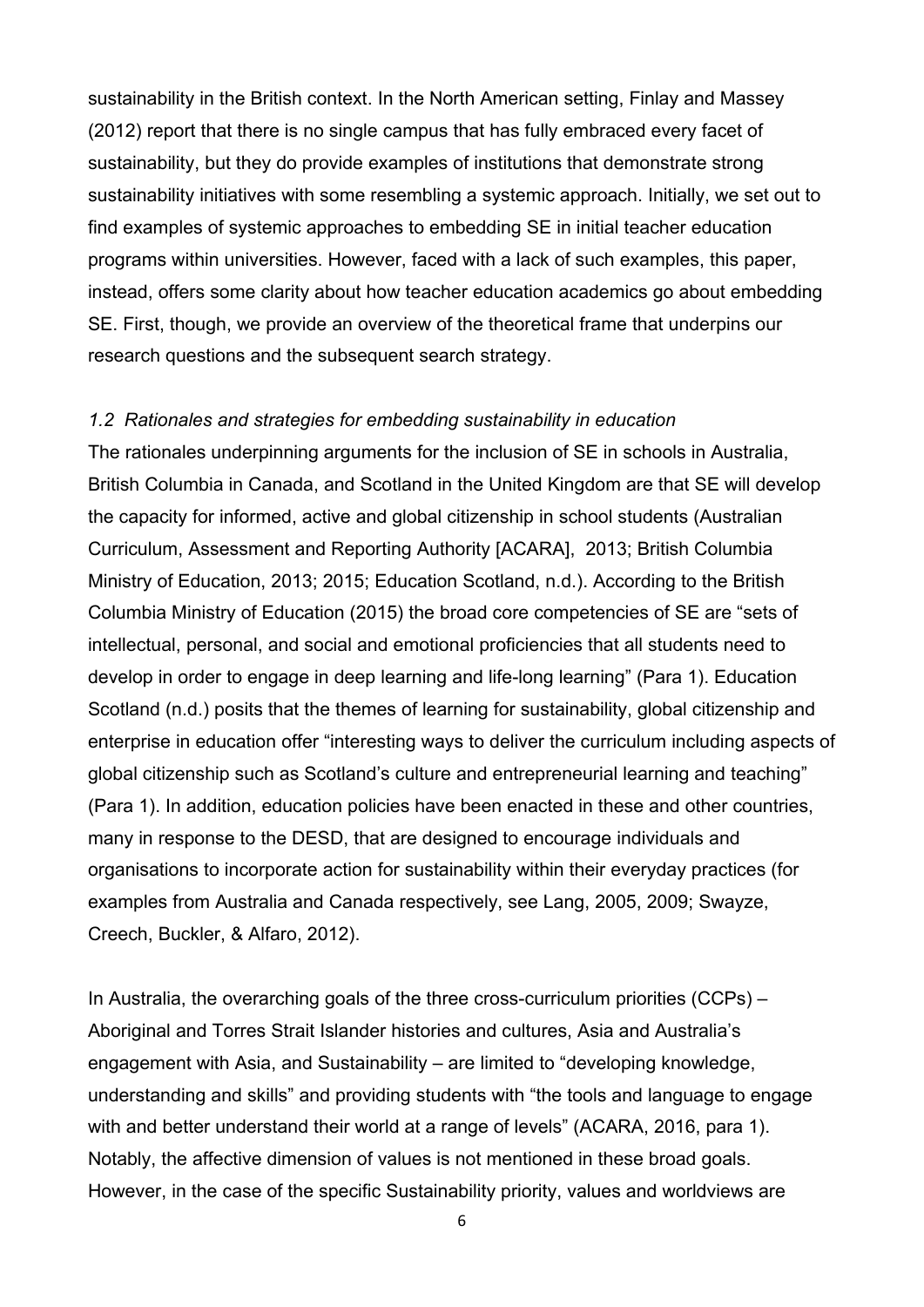sustainability in the British context. In the North American setting, Finlay and Massey (2012) report that there is no single campus that has fully embraced every facet of sustainability, but they do provide examples of institutions that demonstrate strong sustainability initiatives with some resembling a systemic approach. Initially, we set out to find examples of systemic approaches to embedding SE in initial teacher education programs within universities. However, faced with a lack of such examples, this paper, instead, offers some clarity about how teacher education academics go about embedding SE. First, though, we provide an overview of the theoretical frame that underpins our research questions and the subsequent search strategy.

### *1.2 Rationales and strategies for embedding sustainability in education*

The rationales underpinning arguments for the inclusion of SE in schools in Australia, British Columbia in Canada, and Scotland in the United Kingdom are that SE will develop the capacity for informed, active and global citizenship in school students (Australian Curriculum, Assessment and Reporting Authority [ACARA], 2013; British Columbia Ministry of Education, 2013; 2015; Education Scotland, n.d.). According to the British Columbia Ministry of Education (2015) the broad core competencies of SE are "sets of intellectual, personal, and social and emotional proficiencies that all students need to develop in order to engage in deep learning and life-long learning" (Para 1). Education Scotland (n.d.) posits that the themes of learning for sustainability, global citizenship and enterprise in education offer "interesting ways to deliver the curriculum including aspects of global citizenship such as Scotland's culture and entrepreneurial learning and teaching" (Para 1). In addition, education policies have been enacted in these and other countries, many in response to the DESD, that are designed to encourage individuals and organisations to incorporate action for sustainability within their everyday practices (for examples from Australia and Canada respectively, see Lang, 2005, 2009; Swayze, Creech, Buckler, & Alfaro, 2012).

In Australia, the overarching goals of the three cross-curriculum priorities (CCPs) – Aboriginal and Torres Strait Islander histories and cultures, Asia and Australia's engagement with Asia, and Sustainability – are limited to "developing knowledge, understanding and skills" and providing students with "the tools and language to engage with and better understand their world at a range of levels" (ACARA, 2016, para 1). Notably, the affective dimension of values is not mentioned in these broad goals. However, in the case of the specific Sustainability priority, values and worldviews are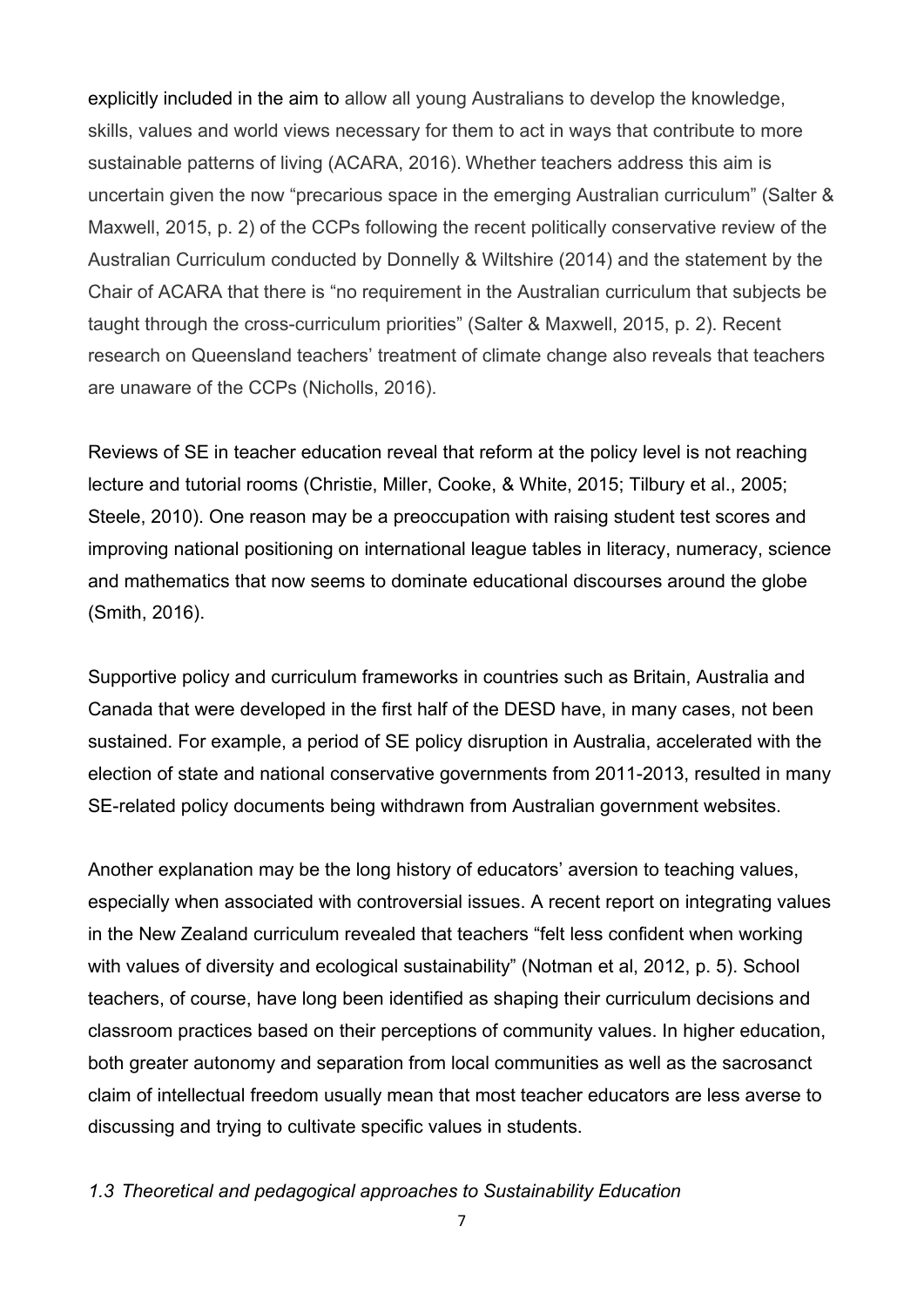explicitly included in the aim to allow all young Australians to develop the knowledge, skills, values and world views necessary for them to act in ways that contribute to more sustainable patterns of living (ACARA, 2016). Whether teachers address this aim is uncertain given the now "precarious space in the emerging Australian curriculum" (Salter & Maxwell, 2015, p. 2) of the CCPs following the recent politically conservative review of the Australian Curriculum conducted by Donnelly & Wiltshire (2014) and the statement by the Chair of ACARA that there is "no requirement in the Australian curriculum that subjects be taught through the cross-curriculum priorities" (Salter & Maxwell, 2015, p. 2). Recent research on Queensland teachers' treatment of climate change also reveals that teachers are unaware of the CCPs (Nicholls, 2016).

Reviews of SE in teacher education reveal that reform at the policy level is not reaching lecture and tutorial rooms (Christie, Miller, Cooke, & White, 2015; Tilbury et al., 2005; Steele, 2010). One reason may be a preoccupation with raising student test scores and improving national positioning on international league tables in literacy, numeracy, science and mathematics that now seems to dominate educational discourses around the globe (Smith, 2016).

Supportive policy and curriculum frameworks in countries such as Britain, Australia and Canada that were developed in the first half of the DESD have, in many cases, not been sustained. For example, a period of SE policy disruption in Australia, accelerated with the election of state and national conservative governments from 2011-2013, resulted in many SE-related policy documents being withdrawn from Australian government websites.

Another explanation may be the long history of educators' aversion to teaching values, especially when associated with controversial issues. A recent report on integrating values in the New Zealand curriculum revealed that teachers "felt less confident when working with values of diversity and ecological sustainability" (Notman et al, 2012, p. 5). School teachers, of course, have long been identified as shaping their curriculum decisions and classroom practices based on their perceptions of community values. In higher education, both greater autonomy and separation from local communities as well as the sacrosanct claim of intellectual freedom usually mean that most teacher educators are less averse to discussing and trying to cultivate specific values in students.

### *1.3 Theoretical and pedagogical approaches to Sustainability Education*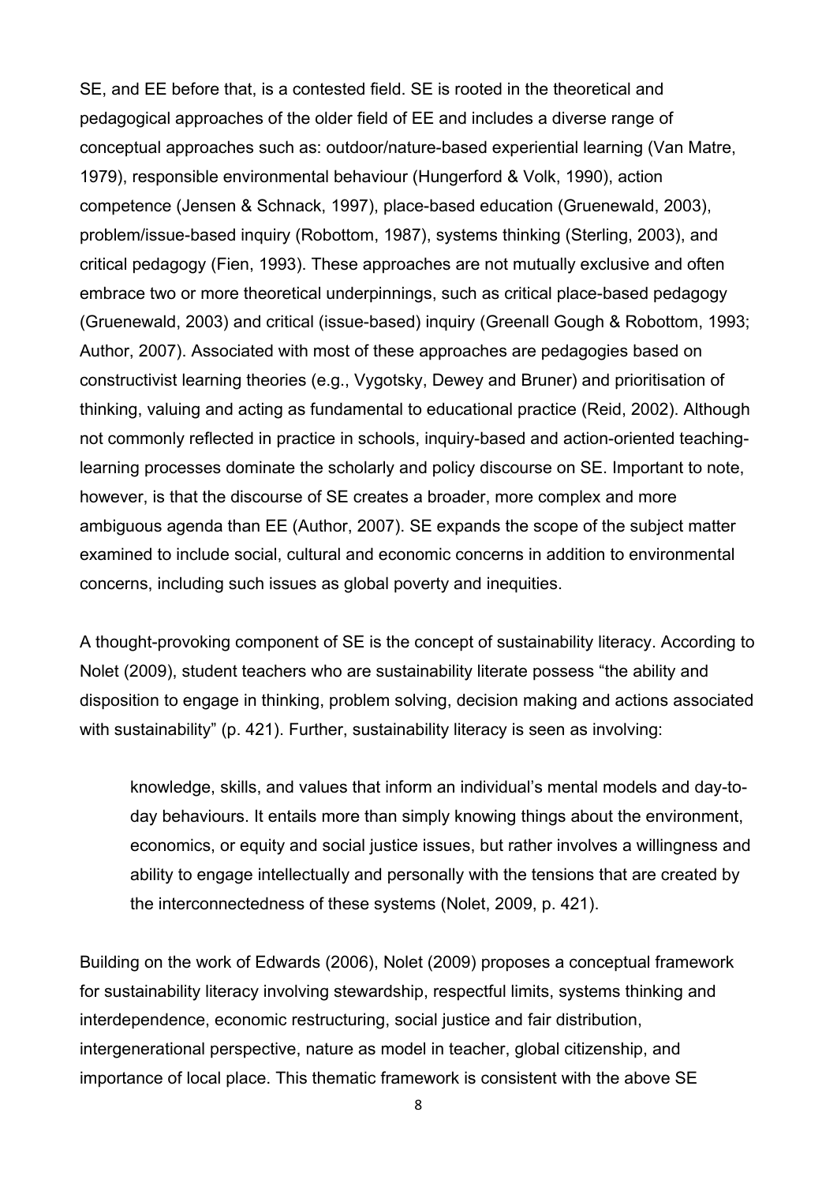SE, and EE before that, is a contested field. SE is rooted in the theoretical and pedagogical approaches of the older field of EE and includes a diverse range of conceptual approaches such as: outdoor/nature-based experiential learning (Van Matre, 1979), responsible environmental behaviour (Hungerford & Volk, 1990), action competence (Jensen & Schnack, 1997), place-based education (Gruenewald, 2003), problem/issue-based inquiry (Robottom, 1987), systems thinking (Sterling, 2003), and critical pedagogy (Fien, 1993). These approaches are not mutually exclusive and often embrace two or more theoretical underpinnings, such as critical place-based pedagogy (Gruenewald, 2003) and critical (issue-based) inquiry (Greenall Gough & Robottom, 1993; Author, 2007). Associated with most of these approaches are pedagogies based on constructivist learning theories (e.g., Vygotsky, Dewey and Bruner) and prioritisation of thinking, valuing and acting as fundamental to educational practice (Reid, 2002). Although not commonly reflected in practice in schools, inquiry-based and action-oriented teaching-learning processes dominate the scholarly and policy discourse on SE. Important to note, however, is that the discourse of SE creates a broader, more complex and more ambiguous agenda than EE (Author, 2007). SE expands the scope of the subject matter examined to include social, cultural and economic concerns in addition to environmental concerns, including such issues as global poverty and inequities.

A thought-provoking component of SE is the concept of sustainability literacy. According to Nolet (2009), student teachers who are sustainability literate possess "the ability and disposition to engage in thinking, problem solving, decision making and actions associated with sustainability" (p. 421). Further, sustainability literacy is seen as involving:

> knowledge, skills, and values that inform an individual's mental models and day-to-day behaviours. It entails more than simply knowing things about the environment, economics, or equity and social justice issues, but rather involves a willingness and ability to engage intellectually and personally with the tensions that are created by the interconnectedness of these systems (Nolet, 2009, p. 421).

Building on the work of Edwards (2006), Nolet (2009) proposes a conceptual framework for sustainability literacy involving stewardship, respectful limits, systems thinking and interdependence, economic restructuring, social justice and fair distribution, intergenerational perspective, nature as model in teacher, global citizenship, and importance of local place. This thematic framework is consistent with the above SE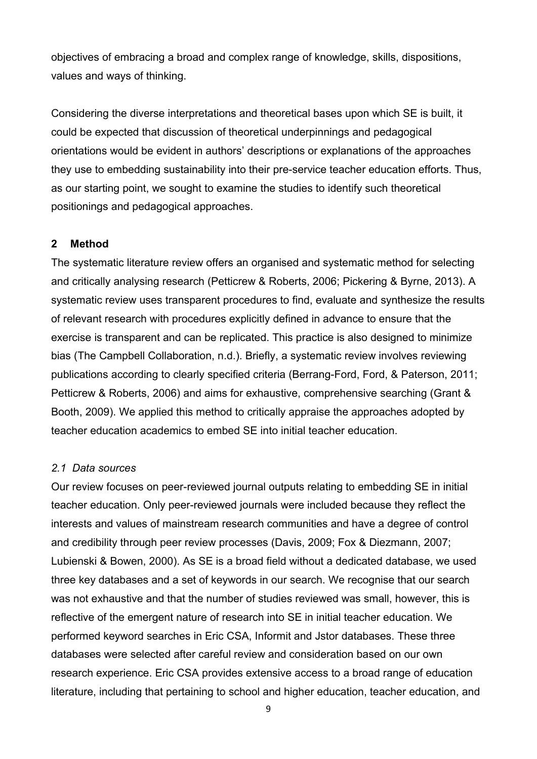objectives of embracing a broad and complex range of knowledge, skills, dispositions, values and ways of thinking.

Considering the diverse interpretations and theoretical bases upon which SE is built, it could be expected that discussion of theoretical underpinnings and pedagogical orientations would be evident in authors' descriptions or explanations of the approaches they use to embedding sustainability into their pre-service teacher education efforts. Thus, as our starting point, we sought to examine the studies to identify such theoretical positionings and pedagogical approaches.

## 2 Method

The systematic literature review offers an organised and systematic method for selecting and critically analysing research (Petticrew & Roberts, 2006; Pickering & Byrne, 2013). A systematic review uses transparent procedures to find, evaluate and synthesize the results of relevant research with procedures explicitly defined in advance to ensure that the exercise is transparent and can be replicated. This practice is also designed to minimize bias (The Campbell Collaboration, n.d.). Briefly, a systematic review involves reviewing publications according to clearly specified criteria (Berrang-Ford, Ford, & Paterson, 2011; Petticrew & Roberts, 2006) and aims for exhaustive, comprehensive searching (Grant & Booth, 2009). We applied this method to critically appraise the approaches adopted by teacher education academics to embed SE into initial teacher education.

### *2.1 Data sources*

Our review focuses on peer-reviewed journal outputs relating to embedding SE in initial teacher education. Only peer-reviewed journals were included because they reflect the interests and values of mainstream research communities and have a degree of control and credibility through peer review processes (Davis, 2009; Fox & Diezmann, 2007; Lubienski & Bowen, 2000). As SE is a broad field without a dedicated database, we used three key databases and a set of keywords in our search. We recognise that our search was not exhaustive and that the number of studies reviewed was small, however, this is reflective of the emergent nature of research into SE in initial teacher education. We performed keyword searches in Eric CSA, Informit and Jstor databases. These three databases were selected after careful review and consideration based on our own research experience. Eric CSA provides extensive access to a broad range of education literature, including that pertaining to school and higher education, teacher education, and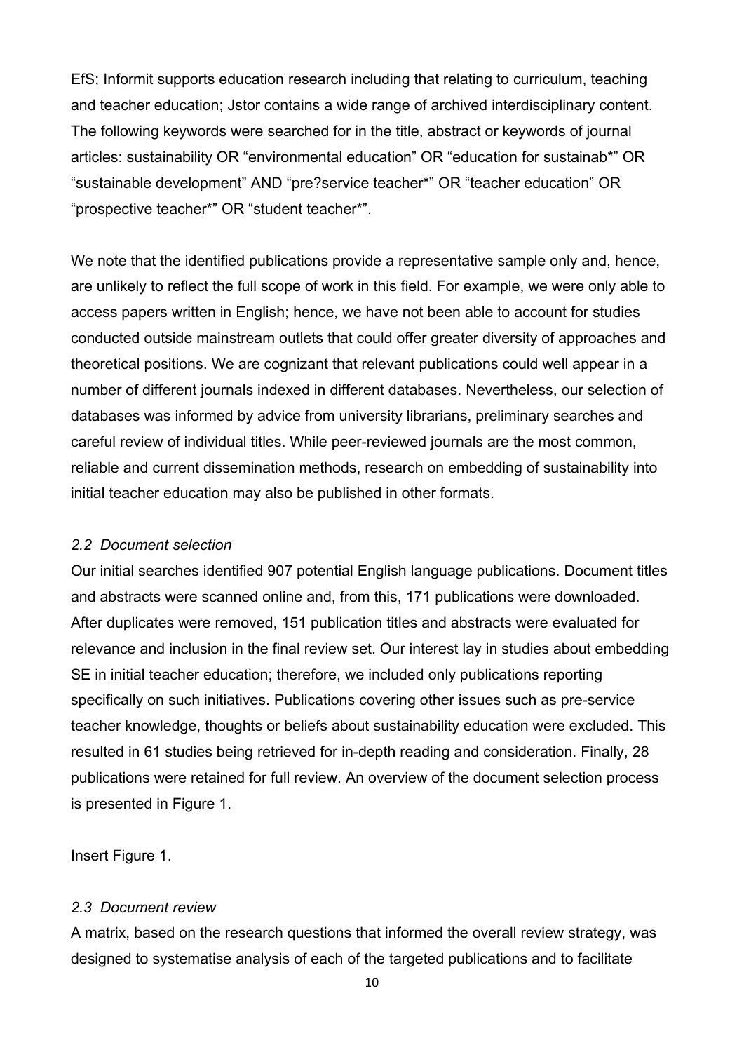EfS; Informit supports education research including that relating to curriculum, teaching and teacher education; Jstor contains a wide range of archived interdisciplinary content. The following keywords were searched for in the title, abstract or keywords of journal articles: sustainability OR "environmental education" OR "education for sustainab*" OR "sustainable development" AND "pre?service teacher*" OR "teacher education" OR "prospective teacher*" OR "student teacher*".

We note that the identified publications provide a representative sample only and, hence, are unlikely to reflect the full scope of work in this field. For example, we were only able to access papers written in English; hence, we have not been able to account for studies conducted outside mainstream outlets that could offer greater diversity of approaches and theoretical positions. We are cognizant that relevant publications could well appear in a number of different journals indexed in different databases. Nevertheless, our selection of databases was informed by advice from university librarians, preliminary searches and careful review of individual titles. While peer-reviewed journals are the most common, reliable and current dissemination methods, research on embedding of sustainability into initial teacher education may also be published in other formats.

### *2.2 Document selection*

Our initial searches identified 907 potential English language publications. Document titles and abstracts were scanned online and, from this, 171 publications were downloaded. After duplicates were removed, 151 publication titles and abstracts were evaluated for relevance and inclusion in the final review set. Our interest lay in studies about embedding SE in initial teacher education; therefore, we included only publications reporting specifically on such initiatives. Publications covering other issues such as pre-service teacher knowledge, thoughts or beliefs about sustainability education were excluded. This resulted in 61 studies being retrieved for in-depth reading and consideration. Finally, 28 publications were retained for full review. An overview of the document selection process is presented in Figure 1.

Insert Figure 1.

### *2.3 Document review*

A matrix, based on the research questions that informed the overall review strategy, was designed to systematise analysis of each of the targeted publications and to facilitate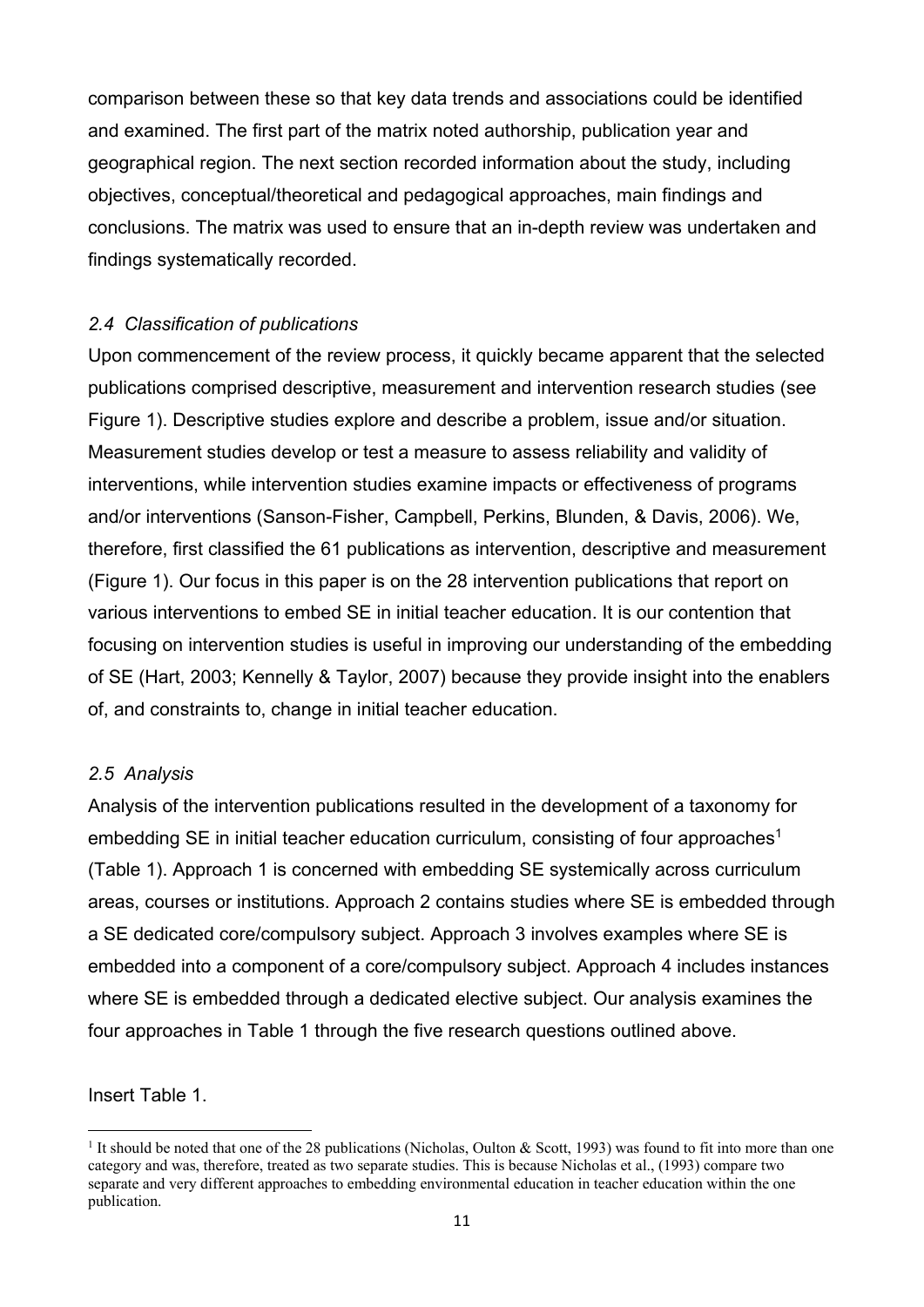comparison between these so that key data trends and associations could be identified and examined. The first part of the matrix noted authorship, publication year and geographical region. The next section recorded information about the study, including objectives, conceptual/theoretical and pedagogical approaches, main findings and conclusions. The matrix was used to ensure that an in-depth review was undertaken and findings systematically recorded.

### *2.4 Classification of publications*

Upon commencement of the review process, it quickly became apparent that the selected publications comprised descriptive, measurement and intervention research studies (see Figure 1). Descriptive studies explore and describe a problem, issue and/or situation. Measurement studies develop or test a measure to assess reliability and validity of interventions, while intervention studies examine impacts or effectiveness of programs and/or interventions (Sanson-Fisher, Campbell, Perkins, Blunden, & Davis, 2006). We, therefore, first classified the 61 publications as intervention, descriptive and measurement (Figure 1). Our focus in this paper is on the 28 intervention publications that report on various interventions to embed SE in initial teacher education. It is our contention that focusing on intervention studies is useful in improving our understanding of the embedding of SE (Hart, 2003; Kennelly & Taylor, 2007) because they provide insight into the enablers of, and constraints to, change in initial teacher education.

### *2.5 Analysis*

Analysis of the intervention publications resulted in the development of a taxonomy for embedding SE in initial teacher education curriculum, consisting of four approaches[1] (Table 1). Approach 1 is concerned with embedding SE systemically across curriculum areas, courses or institutions. Approach 2 contains studies where SE is embedded through a SE dedicated core/compulsory subject. Approach 3 involves examples where SE is embedded into a component of a core/compulsory subject. Approach 4 includes instances where SE is embedded through a dedicated elective subject. Our analysis examines the four approaches in Table 1 through the five research questions outlined above.

Insert Table 1.

[1] It should be noted that one of the 28 publications (Nicholas, Oulton & Scott, 1993) was found to fit into more than one category and was, therefore, treated as two separate studies. This is because Nicholas et al., (1993) compare two separate and very different approaches to embedding environmental education in teacher education within the one publication.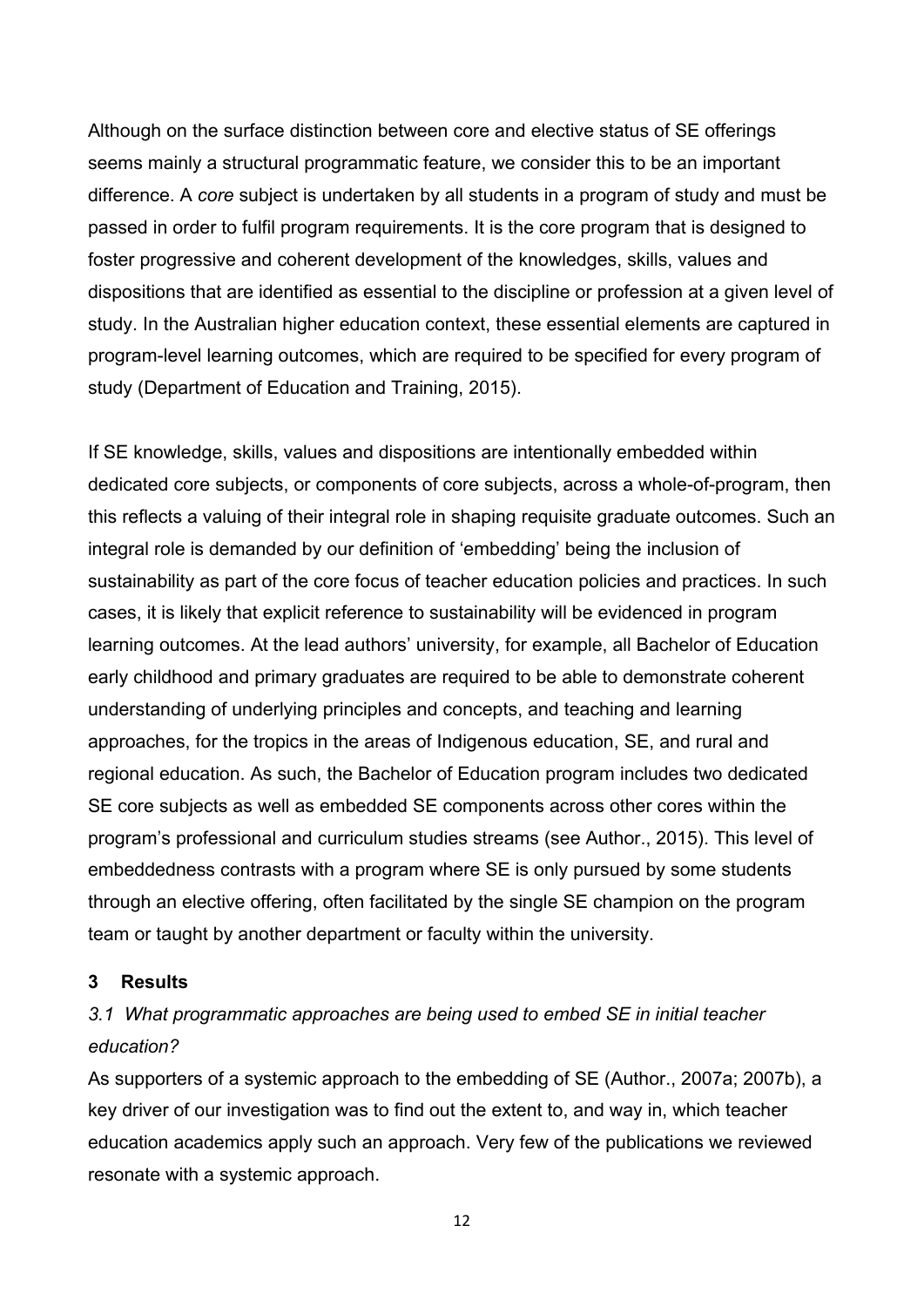Although on the surface distinction between core and elective status of SE offerings seems mainly a structural programmatic feature, we consider this to be an important difference. A *core* subject is undertaken by all students in a program of study and must be passed in order to fulfil program requirements. It is the core program that is designed to foster progressive and coherent development of the knowledges, skills, values and dispositions that are identified as essential to the discipline or profession at a given level of study. In the Australian higher education context, these essential elements are captured in program-level learning outcomes, which are required to be specified for every program of study (Department of Education and Training, 2015).

If SE knowledge, skills, values and dispositions are intentionally embedded within dedicated core subjects, or components of core subjects, across a whole-of-program, then this reflects a valuing of their integral role in shaping requisite graduate outcomes. Such an integral role is demanded by our definition of 'embedding' being the inclusion of sustainability as part of the core focus of teacher education policies and practices. In such cases, it is likely that explicit reference to sustainability will be evidenced in program learning outcomes. At the lead authors' university, for example, all Bachelor of Education early childhood and primary graduates are required to be able to demonstrate coherent understanding of underlying principles and concepts, and teaching and learning approaches, for the tropics in the areas of Indigenous education, SE, and rural and regional education. As such, the Bachelor of Education program includes two dedicated SE core subjects as well as embedded SE components across other cores within the program's professional and curriculum studies streams (see Author., 2015). This level of embeddedness contrasts with a program where SE is only pursued by some students through an elective offering, often facilitated by the single SE champion on the program team or taught by another department or faculty within the university.

## 3 Results

### *3.1 What programmatic approaches are being used to embed SE in initial teacher education?*

As supporters of a systemic approach to the embedding of SE (Author., 2007a; 2007b), a key driver of our investigation was to find out the extent to, and way in, which teacher education academics apply such an approach. Very few of the publications we reviewed resonate with a systemic approach.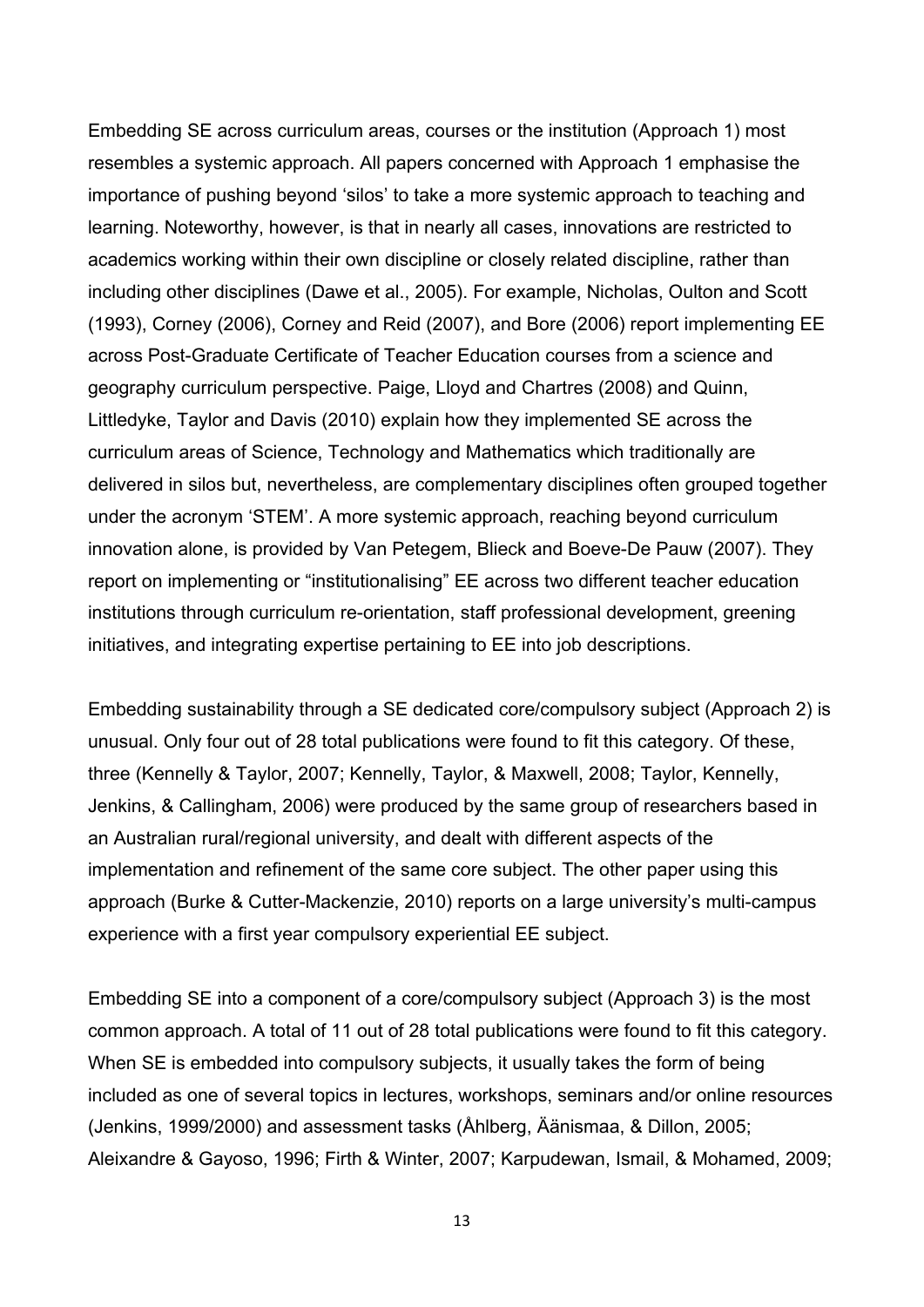Embedding SE across curriculum areas, courses or the institution (Approach 1) most resembles a systemic approach. All papers concerned with Approach 1 emphasise the importance of pushing beyond 'silos' to take a more systemic approach to teaching and learning. Noteworthy, however, is that in nearly all cases, innovations are restricted to academics working within their own discipline or closely related discipline, rather than including other disciplines (Dawe et al., 2005). For example, Nicholas, Oulton and Scott (1993), Corney (2006), Corney and Reid (2007), and Bore (2006) report implementing EE across Post-Graduate Certificate of Teacher Education courses from a science and geography curriculum perspective. Paige, Lloyd and Chartres (2008) and Quinn, Littledyke, Taylor and Davis (2010) explain how they implemented SE across the curriculum areas of Science, Technology and Mathematics which traditionally are delivered in silos but, nevertheless, are complementary disciplines often grouped together under the acronym 'STEM'. A more systemic approach, reaching beyond curriculum innovation alone, is provided by Van Petegem, Blieck and Boeve-De Pauw (2007). They report on implementing or "institutionalising" EE across two different teacher education institutions through curriculum re-orientation, staff professional development, greening initiatives, and integrating expertise pertaining to EE into job descriptions.

Embedding sustainability through a SE dedicated core/compulsory subject (Approach 2) is unusual. Only four out of 28 total publications were found to fit this category. Of these, three (Kennelly & Taylor, 2007; Kennelly, Taylor, & Maxwell, 2008; Taylor, Kennelly, Jenkins, & Callingham, 2006) were produced by the same group of researchers based in an Australian rural/regional university, and dealt with different aspects of the implementation and refinement of the same core subject. The other paper using this approach (Burke & Cutter-Mackenzie, 2010) reports on a large university's multi-campus experience with a first year compulsory experiential EE subject.

Embedding SE into a component of a core/compulsory subject (Approach 3) is the most common approach. A total of 11 out of 28 total publications were found to fit this category. When SE is embedded into compulsory subjects, it usually takes the form of being included as one of several topics in lectures, workshops, seminars and/or online resources (Jenkins, 1999/2000) and assessment tasks (Åhlberg, Äänismaa, & Dillon, 2005; Aleixandre & Gayoso, 1996; Firth & Winter, 2007; Karpudewan, Ismail, & Mohamed, 2009;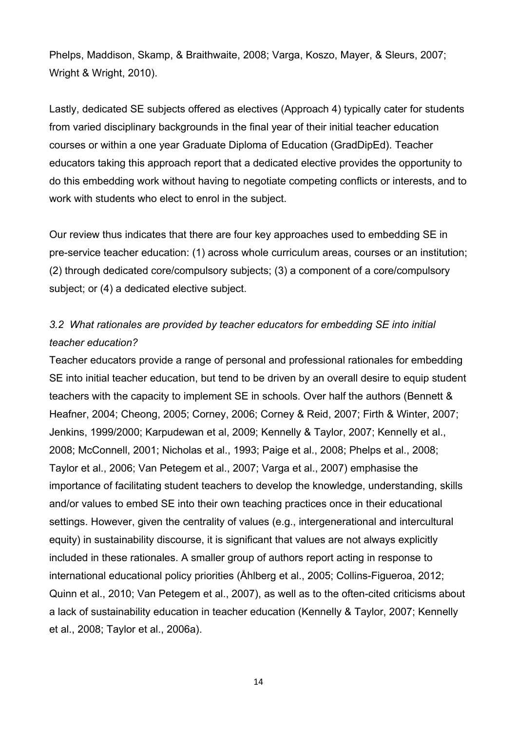Phelps, Maddison, Skamp, & Braithwaite, 2008; Varga, Koszo, Mayer, & Sleurs, 2007; Wright & Wright, 2010).

Lastly, dedicated SE subjects offered as electives (Approach 4) typically cater for students from varied disciplinary backgrounds in the final year of their initial teacher education courses or within a one year Graduate Diploma of Education (GradDipEd). Teacher educators taking this approach report that a dedicated elective provides the opportunity to do this embedding work without having to negotiate competing conflicts or interests, and to work with students who elect to enrol in the subject.

Our review thus indicates that there are four key approaches used to embedding SE in pre-service teacher education: (1) across whole curriculum areas, courses or an institution; (2) through dedicated core/compulsory subjects; (3) a component of a core/compulsory subject; or (4) a dedicated elective subject.

### *3.2 What rationales are provided by teacher educators for embedding SE into initial teacher education?*

Teacher educators provide a range of personal and professional rationales for embedding SE into initial teacher education, but tend to be driven by an overall desire to equip student teachers with the capacity to implement SE in schools. Over half the authors (Bennett & Heafner, 2004; Cheong, 2005; Corney, 2006; Corney & Reid, 2007; Firth & Winter, 2007; Jenkins, 1999/2000; Karpudewan et al, 2009; Kennelly & Taylor, 2007; Kennelly et al., 2008; McConnell, 2001; Nicholas et al., 1993; Paige et al., 2008; Phelps et al., 2008; Taylor et al., 2006; Van Petegem et al., 2007; Varga et al., 2007) emphasise the importance of facilitating student teachers to develop the knowledge, understanding, skills and/or values to embed SE into their own teaching practices once in their educational settings. However, given the centrality of values (e.g., intergenerational and intercultural equity) in sustainability discourse, it is significant that values are not always explicitly included in these rationales. A smaller group of authors report acting in response to international educational policy priorities (Åhlberg et al., 2005; Collins-Figueroa, 2012; Quinn et al., 2010; Van Petegem et al., 2007), as well as to the often-cited criticisms about a lack of sustainability education in teacher education (Kennelly & Taylor, 2007; Kennelly et al., 2008; Taylor et al., 2006a).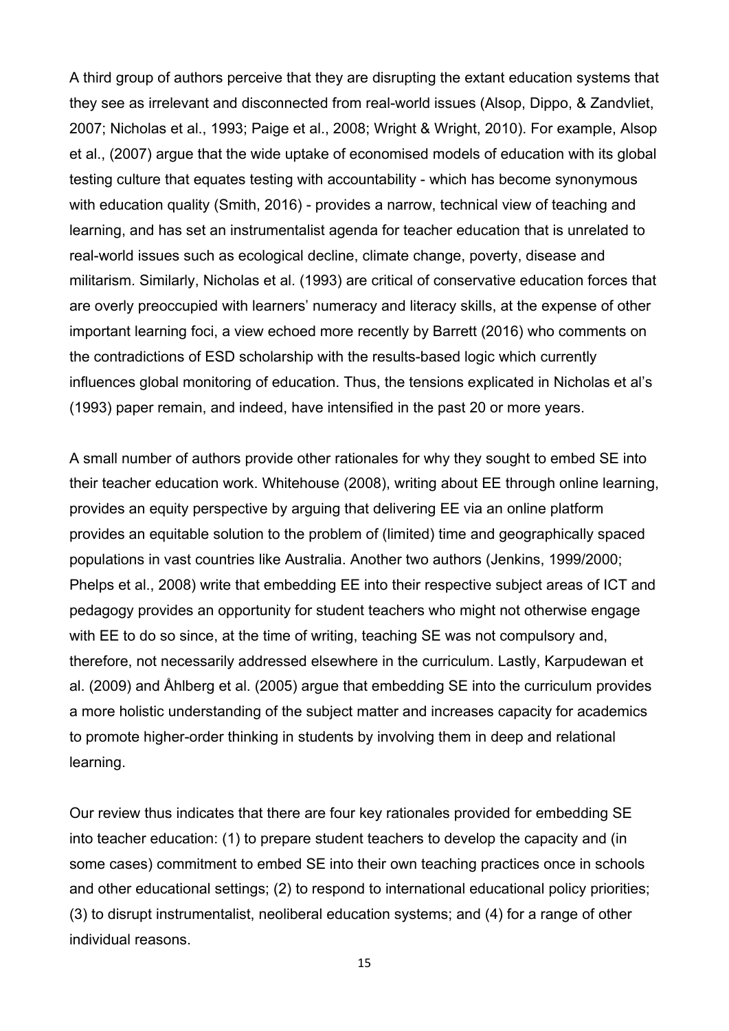A third group of authors perceive that they are disrupting the extant education systems that they see as irrelevant and disconnected from real-world issues (Alsop, Dippo, & Zandvliet, 2007; Nicholas et al., 1993; Paige et al., 2008; Wright & Wright, 2010). For example, Alsop et al., (2007) argue that the wide uptake of economised models of education with its global testing culture that equates testing with accountability - which has become synonymous with education quality (Smith, 2016) - provides a narrow, technical view of teaching and learning, and has set an instrumentalist agenda for teacher education that is unrelated to real-world issues such as ecological decline, climate change, poverty, disease and militarism. Similarly, Nicholas et al. (1993) are critical of conservative education forces that are overly preoccupied with learners' numeracy and literacy skills, at the expense of other important learning foci, a view echoed more recently by Barrett (2016) who comments on the contradictions of ESD scholarship with the results-based logic which currently influences global monitoring of education. Thus, the tensions explicated in Nicholas et al's (1993) paper remain, and indeed, have intensified in the past 20 or more years.

A small number of authors provide other rationales for why they sought to embed SE into their teacher education work. Whitehouse (2008), writing about EE through online learning, provides an equity perspective by arguing that delivering EE via an online platform provides an equitable solution to the problem of (limited) time and geographically spaced populations in vast countries like Australia. Another two authors (Jenkins, 1999/2000; Phelps et al., 2008) write that embedding EE into their respective subject areas of ICT and pedagogy provides an opportunity for student teachers who might not otherwise engage with EE to do so since, at the time of writing, teaching SE was not compulsory and, therefore, not necessarily addressed elsewhere in the curriculum. Lastly, Karpudewan et al. (2009) and Åhlberg et al. (2005) argue that embedding SE into the curriculum provides a more holistic understanding of the subject matter and increases capacity for academics to promote higher-order thinking in students by involving them in deep and relational learning.

Our review thus indicates that there are four key rationales provided for embedding SE into teacher education: (1) to prepare student teachers to develop the capacity and (in some cases) commitment to embed SE into their own teaching practices once in schools and other educational settings; (2) to respond to international educational policy priorities; (3) to disrupt instrumentalist, neoliberal education systems; and (4) for a range of other individual reasons.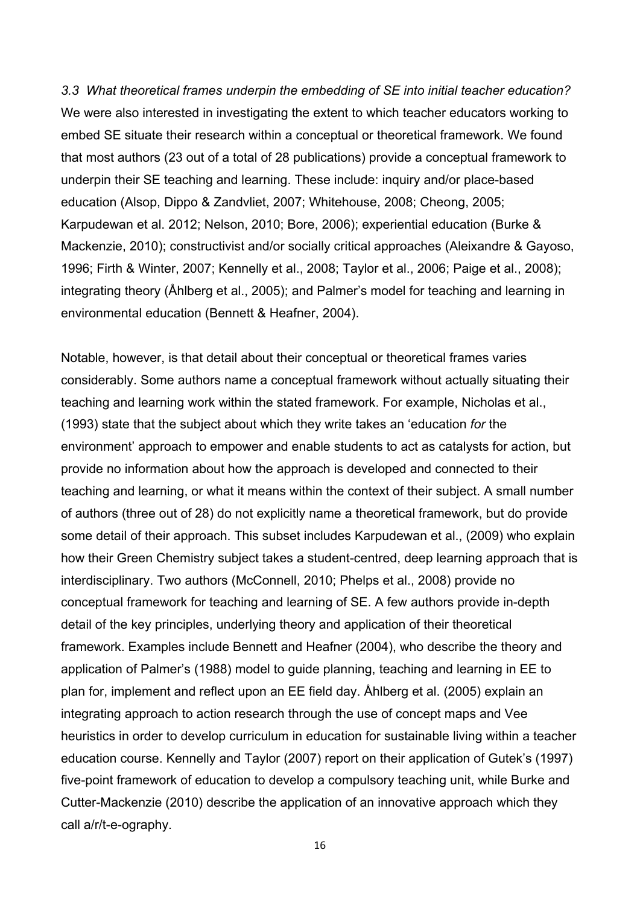### *3.3 What theoretical frames underpin the embedding of SE into initial teacher education?*

We were also interested in investigating the extent to which teacher educators working to embed SE situate their research within a conceptual or theoretical framework. We found that most authors (23 out of a total of 28 publications) provide a conceptual framework to underpin their SE teaching and learning. These include: inquiry and/or place-based education (Alsop, Dippo & Zandvliet, 2007; Whitehouse, 2008; Cheong, 2005; Karpudewan et al. 2012; Nelson, 2010; Bore, 2006); experiential education (Burke & Mackenzie, 2010); constructivist and/or socially critical approaches (Aleixandre & Gayoso, 1996; Firth & Winter, 2007; Kennelly et al., 2008; Taylor et al., 2006; Paige et al., 2008); integrating theory (Åhlberg et al., 2005); and Palmer's model for teaching and learning in environmental education (Bennett & Heafner, 2004).

Notable, however, is that detail about their conceptual or theoretical frames varies considerably. Some authors name a conceptual framework without actually situating their teaching and learning work within the stated framework. For example, Nicholas et al., (1993) state that the subject about which they write takes an 'education *for* the environment' approach to empower and enable students to act as catalysts for action, but provide no information about how the approach is developed and connected to their teaching and learning, or what it means within the context of their subject. A small number of authors (three out of 28) do not explicitly name a theoretical framework, but do provide some detail of their approach. This subset includes Karpudewan et al., (2009) who explain how their Green Chemistry subject takes a student-centred, deep learning approach that is interdisciplinary. Two authors (McConnell, 2010; Phelps et al., 2008) provide no conceptual framework for teaching and learning of SE. A few authors provide in-depth detail of the key principles, underlying theory and application of their theoretical framework. Examples include Bennett and Heafner (2004), who describe the theory and application of Palmer's (1988) model to guide planning, teaching and learning in EE to plan for, implement and reflect upon an EE field day. Åhlberg et al. (2005) explain an integrating approach to action research through the use of concept maps and Vee heuristics in order to develop curriculum in education for sustainable living within a teacher education course. Kennelly and Taylor (2007) report on their application of Gutek's (1997) five-point framework of education to develop a compulsory teaching unit, while Burke and Cutter-Mackenzie (2010) describe the application of an innovative approach which they call a/r/t-e-ography.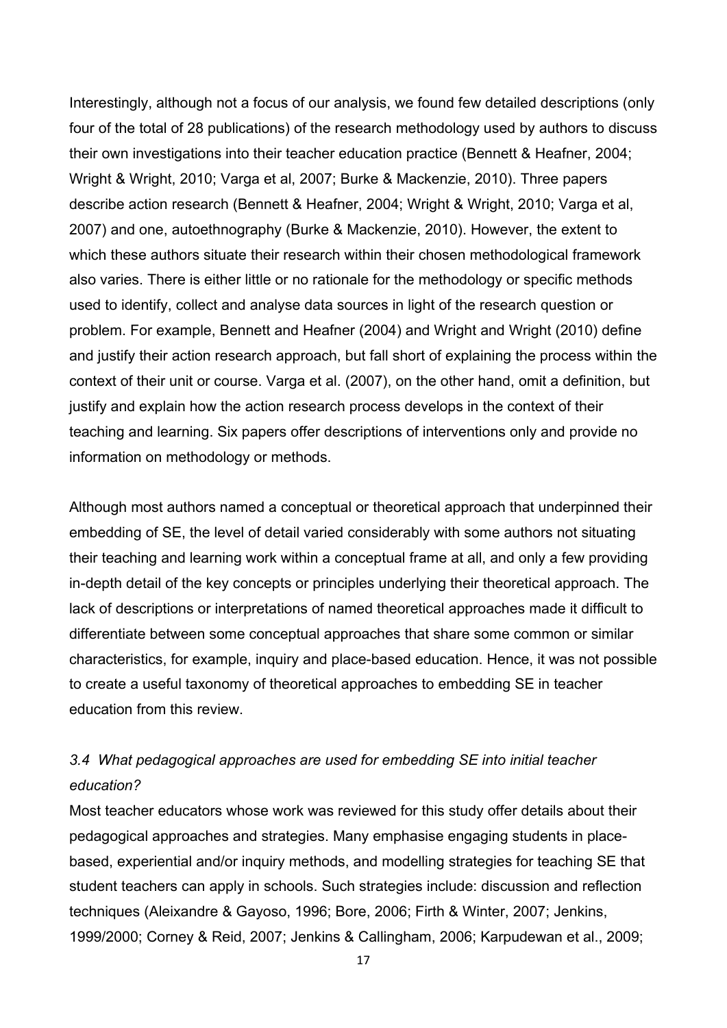Interestingly, although not a focus of our analysis, we found few detailed descriptions (only four of the total of 28 publications) of the research methodology used by authors to discuss their own investigations into their teacher education practice (Bennett & Heafner, 2004; Wright & Wright, 2010; Varga et al, 2007; Burke & Mackenzie, 2010). Three papers describe action research (Bennett & Heafner, 2004; Wright & Wright, 2010; Varga et al, 2007) and one, autoethnography (Burke & Mackenzie, 2010). However, the extent to which these authors situate their research within their chosen methodological framework also varies. There is either little or no rationale for the methodology or specific methods used to identify, collect and analyse data sources in light of the research question or problem. For example, Bennett and Heafner (2004) and Wright and Wright (2010) define and justify their action research approach, but fall short of explaining the process within the context of their unit or course. Varga et al. (2007), on the other hand, omit a definition, but justify and explain how the action research process develops in the context of their teaching and learning. Six papers offer descriptions of interventions only and provide no information on methodology or methods.

Although most authors named a conceptual or theoretical approach that underpinned their embedding of SE, the level of detail varied considerably with some authors not situating their teaching and learning work within a conceptual frame at all, and only a few providing in-depth detail of the key concepts or principles underlying their theoretical approach. The lack of descriptions or interpretations of named theoretical approaches made it difficult to differentiate between some conceptual approaches that share some common or similar characteristics, for example, inquiry and place-based education. Hence, it was not possible to create a useful taxonomy of theoretical approaches to embedding SE in teacher education from this review.

### *3.4 What pedagogical approaches are used for embedding SE into initial teacher education?*

Most teacher educators whose work was reviewed for this study offer details about their pedagogical approaches and strategies. Many emphasise engaging students in place-based, experiential and/or inquiry methods, and modelling strategies for teaching SE that student teachers can apply in schools. Such strategies include: discussion and reflection techniques (Aleixandre & Gayoso, 1996; Bore, 2006; Firth & Winter, 2007; Jenkins, 1999/2000; Corney & Reid, 2007; Jenkins & Callingham, 2006; Karpudewan et al., 2009;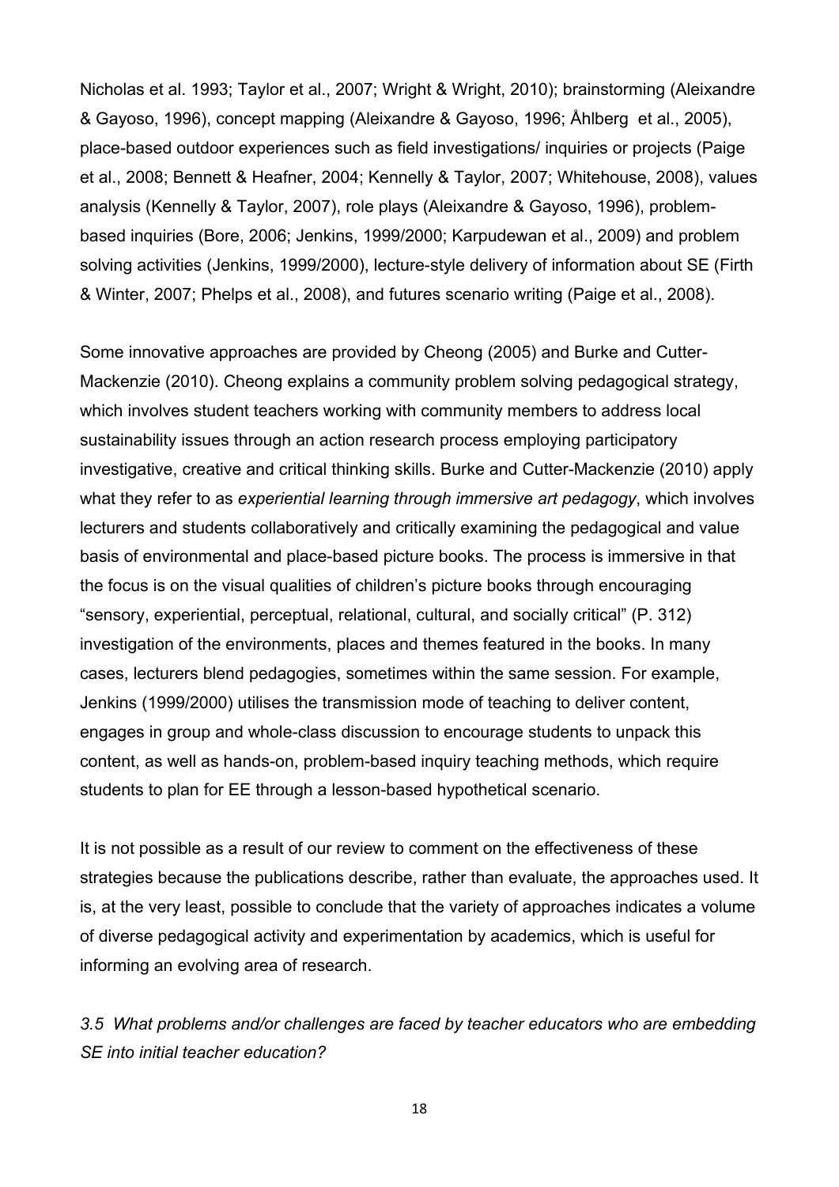Nicholas et al. 1993; Taylor et al., 2007; Wright & Wright, 2010); brainstorming (Aleixandre & Gayoso, 1996), concept mapping (Aleixandre & Gayoso, 1996; Åhlberg et al., 2005), place-based outdoor experiences such as field investigations/ inquiries or projects (Paige et al., 2008; Bennett & Heafner, 2004; Kennelly & Taylor, 2007; Whitehouse, 2008), values analysis (Kennelly & Taylor, 2007), role plays (Aleixandre & Gayoso, 1996), problem-based inquiries (Bore, 2006; Jenkins, 1999/2000; Karpudewan et al., 2009) and problem solving activities (Jenkins, 1999/2000), lecture-style delivery of information about SE (Firth & Winter, 2007; Phelps et al., 2008), and futures scenario writing (Paige et al., 2008).

Some innovative approaches are provided by Cheong (2005) and Burke and Cutter-Mackenzie (2010). Cheong explains a community problem solving pedagogical strategy, which involves student teachers working with community members to address local sustainability issues through an action research process employing participatory investigative, creative and critical thinking skills. Burke and Cutter-Mackenzie (2010) apply what they refer to as *experiential learning through immersive art pedagogy*, which involves lecturers and students collaboratively and critically examining the pedagogical and value basis of environmental and place-based picture books. The process is immersive in that the focus is on the visual qualities of children's picture books through encouraging "sensory, experiential, perceptual, relational, cultural, and socially critical" (P. 312) investigation of the environments, places and themes featured in the books. In many cases, lecturers blend pedagogies, sometimes within the same session. For example, Jenkins (1999/2000) utilises the transmission mode of teaching to deliver content, engages in group and whole-class discussion to encourage students to unpack this content, as well as hands-on, problem-based inquiry teaching methods, which require students to plan for EE through a lesson-based hypothetical scenario.

It is not possible as a result of our review to comment on the effectiveness of these strategies because the publications describe, rather than evaluate, the approaches used. It is, at the very least, possible to conclude that the variety of approaches indicates a volume of diverse pedagogical activity and experimentation by academics, which is useful for informing an evolving area of research.

### *3.5 What problems and/or challenges are faced by teacher educators who are embedding SE into initial teacher education?*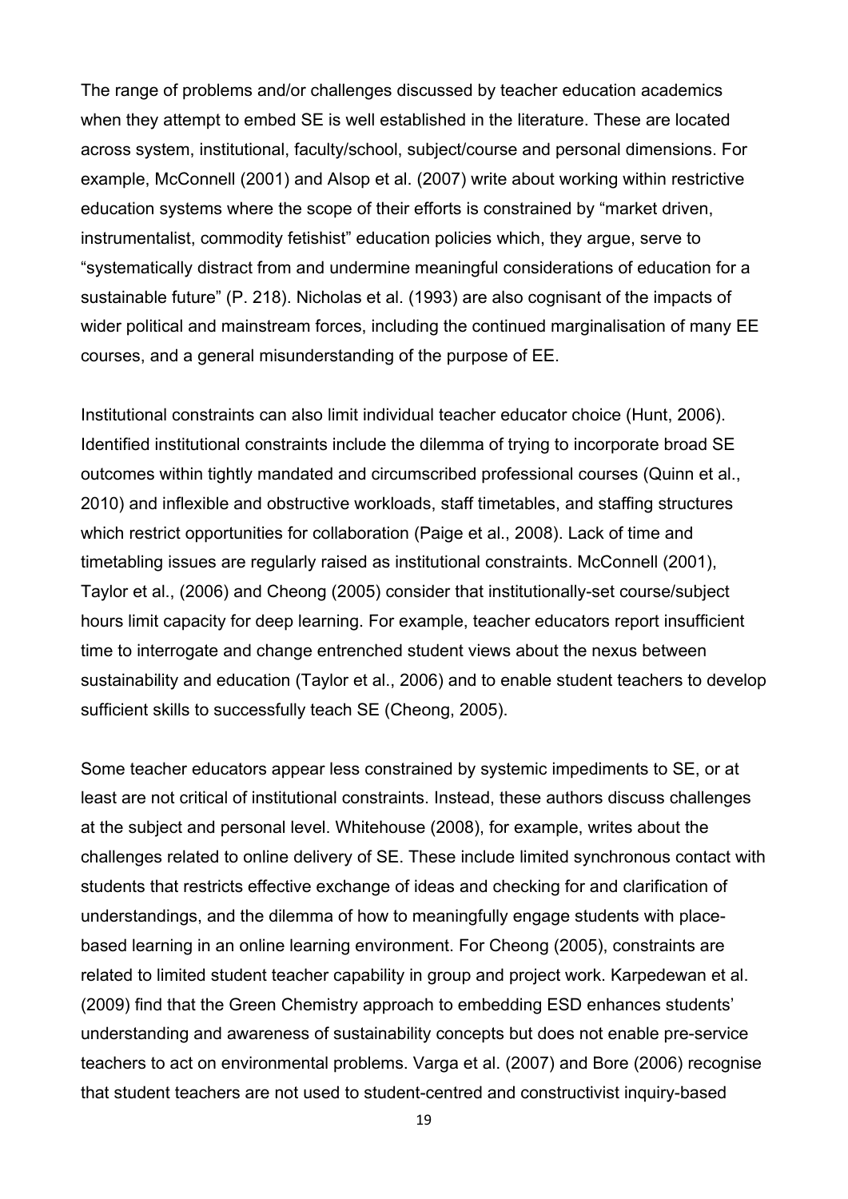The range of problems and/or challenges discussed by teacher education academics when they attempt to embed SE is well established in the literature. These are located across system, institutional, faculty/school, subject/course and personal dimensions. For example, McConnell (2001) and Alsop et al. (2007) write about working within restrictive education systems where the scope of their efforts is constrained by "market driven, instrumentalist, commodity fetishist" education policies which, they argue, serve to "systematically distract from and undermine meaningful considerations of education for a sustainable future" (P. 218). Nicholas et al. (1993) are also cognisant of the impacts of wider political and mainstream forces, including the continued marginalisation of many EE courses, and a general misunderstanding of the purpose of EE.

Institutional constraints can also limit individual teacher educator choice (Hunt, 2006). Identified institutional constraints include the dilemma of trying to incorporate broad SE outcomes within tightly mandated and circumscribed professional courses (Quinn et al., 2010) and inflexible and obstructive workloads, staff timetables, and staffing structures which restrict opportunities for collaboration (Paige et al., 2008). Lack of time and timetabling issues are regularly raised as institutional constraints. McConnell (2001), Taylor et al., (2006) and Cheong (2005) consider that institutionally-set course/subject hours limit capacity for deep learning. For example, teacher educators report insufficient time to interrogate and change entrenched student views about the nexus between sustainability and education (Taylor et al., 2006) and to enable student teachers to develop sufficient skills to successfully teach SE (Cheong, 2005).

Some teacher educators appear less constrained by systemic impediments to SE, or at least are not critical of institutional constraints. Instead, these authors discuss challenges at the subject and personal level. Whitehouse (2008), for example, writes about the challenges related to online delivery of SE. These include limited synchronous contact with students that restricts effective exchange of ideas and checking for and clarification of understandings, and the dilemma of how to meaningfully engage students with place-based learning in an online learning environment. For Cheong (2005), constraints are related to limited student teacher capability in group and project work. Karpedewan et al. (2009) find that the Green Chemistry approach to embedding ESD enhances students' understanding and awareness of sustainability concepts but does not enable pre-service teachers to act on environmental problems. Varga et al. (2007) and Bore (2006) recognise that student teachers are not used to student-centred and constructivist inquiry-based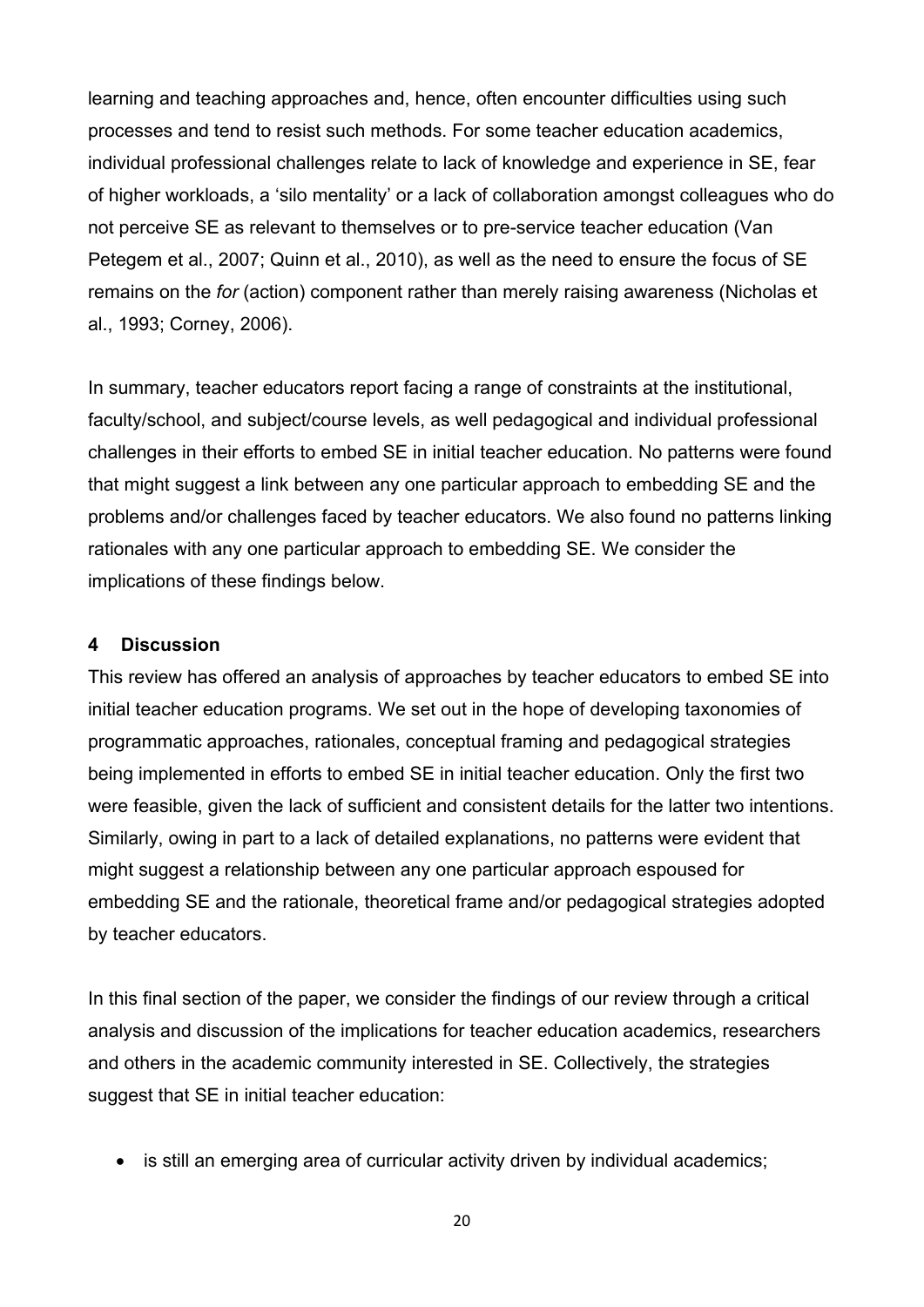learning and teaching approaches and, hence, often encounter difficulties using such processes and tend to resist such methods. For some teacher education academics, individual professional challenges relate to lack of knowledge and experience in SE, fear of higher workloads, a 'silo mentality' or a lack of collaboration amongst colleagues who do not perceive SE as relevant to themselves or to pre-service teacher education (Van Petegem et al., 2007; Quinn et al., 2010), as well as the need to ensure the focus of SE remains on the *for* (action) component rather than merely raising awareness (Nicholas et al., 1993; Corney, 2006).

In summary, teacher educators report facing a range of constraints at the institutional, faculty/school, and subject/course levels, as well pedagogical and individual professional challenges in their efforts to embed SE in initial teacher education. No patterns were found that might suggest a link between any one particular approach to embedding SE and the problems and/or challenges faced by teacher educators. We also found no patterns linking rationales with any one particular approach to embedding SE. We consider the implications of these findings below.

## 4 Discussion

This review has offered an analysis of approaches by teacher educators to embed SE into initial teacher education programs. We set out in the hope of developing taxonomies of programmatic approaches, rationales, conceptual framing and pedagogical strategies being implemented in efforts to embed SE in initial teacher education. Only the first two were feasible, given the lack of sufficient and consistent details for the latter two intentions. Similarly, owing in part to a lack of detailed explanations, no patterns were evident that might suggest a relationship between any one particular approach espoused for embedding SE and the rationale, theoretical frame and/or pedagogical strategies adopted by teacher educators.

In this final section of the paper, we consider the findings of our review through a critical analysis and discussion of the implications for teacher education academics, researchers and others in the academic community interested in SE. Collectively, the strategies suggest that SE in initial teacher education:

- is still an emerging area of curricular activity driven by individual academics;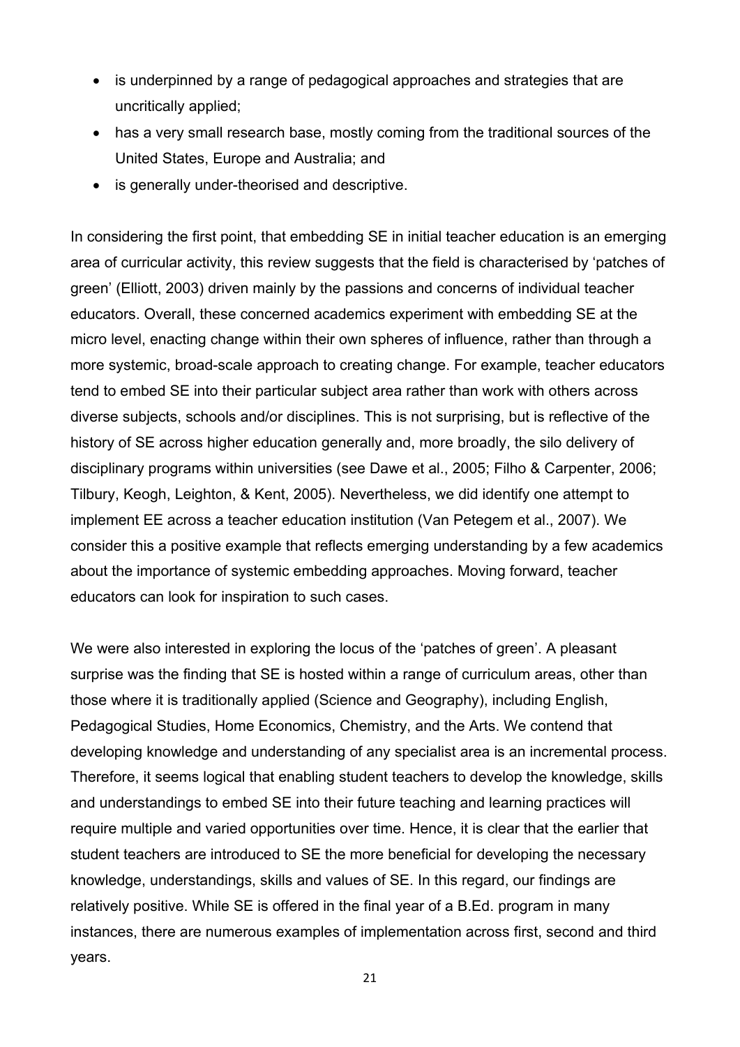- is underpinned by a range of pedagogical approaches and strategies that are uncritically applied;
- has a very small research base, mostly coming from the traditional sources of the United States, Europe and Australia; and
- is generally under-theorised and descriptive.

In considering the first point, that embedding SE in initial teacher education is an emerging area of curricular activity, this review suggests that the field is characterised by 'patches of green' (Elliott, 2003) driven mainly by the passions and concerns of individual teacher educators. Overall, these concerned academics experiment with embedding SE at the micro level, enacting change within their own spheres of influence, rather than through a more systemic, broad-scale approach to creating change. For example, teacher educators tend to embed SE into their particular subject area rather than work with others across diverse subjects, schools and/or disciplines. This is not surprising, but is reflective of the history of SE across higher education generally and, more broadly, the silo delivery of disciplinary programs within universities (see Dawe et al., 2005; Filho & Carpenter, 2006; Tilbury, Keogh, Leighton, & Kent, 2005). Nevertheless, we did identify one attempt to implement EE across a teacher education institution (Van Petegem et al., 2007). We consider this a positive example that reflects emerging understanding by a few academics about the importance of systemic embedding approaches. Moving forward, teacher educators can look for inspiration to such cases.

We were also interested in exploring the locus of the 'patches of green'. A pleasant surprise was the finding that SE is hosted within a range of curriculum areas, other than those where it is traditionally applied (Science and Geography), including English, Pedagogical Studies, Home Economics, Chemistry, and the Arts. We contend that developing knowledge and understanding of any specialist area is an incremental process. Therefore, it seems logical that enabling student teachers to develop the knowledge, skills and understandings to embed SE into their future teaching and learning practices will require multiple and varied opportunities over time. Hence, it is clear that the earlier that student teachers are introduced to SE the more beneficial for developing the necessary knowledge, understandings, skills and values of SE. In this regard, our findings are relatively positive. While SE is offered in the final year of a B.Ed. program in many instances, there are numerous examples of implementation across first, second and third years.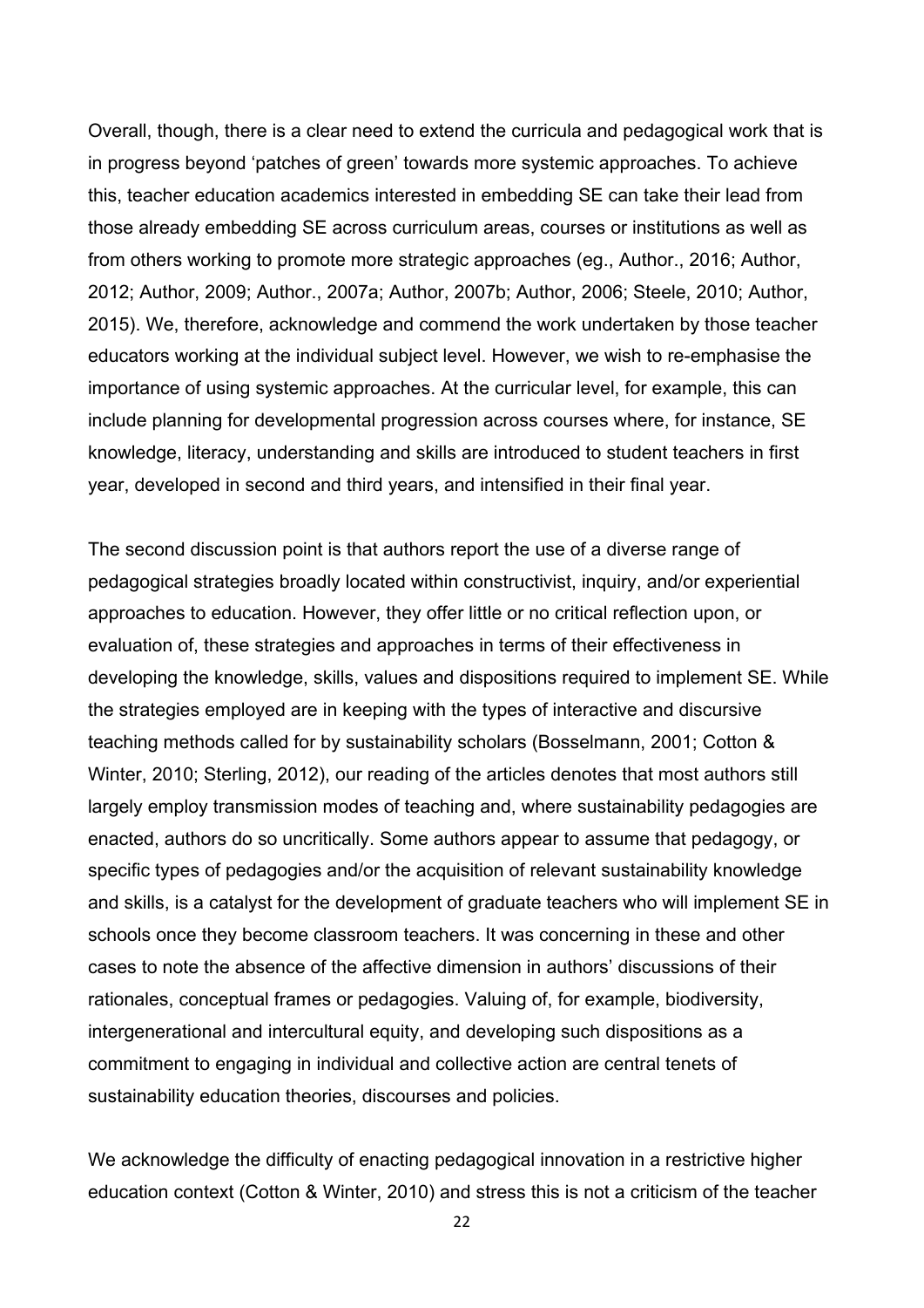Overall, though, there is a clear need to extend the curricula and pedagogical work that is in progress beyond 'patches of green' towards more systemic approaches. To achieve this, teacher education academics interested in embedding SE can take their lead from those already embedding SE across curriculum areas, courses or institutions as well as from others working to promote more strategic approaches (eg., Author., 2016; Author, 2012; Author, 2009; Author., 2007a; Author, 2007b; Author, 2006; Steele, 2010; Author, 2015). We, therefore, acknowledge and commend the work undertaken by those teacher educators working at the individual subject level. However, we wish to re-emphasise the importance of using systemic approaches. At the curricular level, for example, this can include planning for developmental progression across courses where, for instance, SE knowledge, literacy, understanding and skills are introduced to student teachers in first year, developed in second and third years, and intensified in their final year.

The second discussion point is that authors report the use of a diverse range of pedagogical strategies broadly located within constructivist, inquiry, and/or experiential approaches to education. However, they offer little or no critical reflection upon, or evaluation of, these strategies and approaches in terms of their effectiveness in developing the knowledge, skills, values and dispositions required to implement SE. While the strategies employed are in keeping with the types of interactive and discursive teaching methods called for by sustainability scholars (Bosselmann, 2001; Cotton & Winter, 2010; Sterling, 2012), our reading of the articles denotes that most authors still largely employ transmission modes of teaching and, where sustainability pedagogies are enacted, authors do so uncritically. Some authors appear to assume that pedagogy, or specific types of pedagogies and/or the acquisition of relevant sustainability knowledge and skills, is a catalyst for the development of graduate teachers who will implement SE in schools once they become classroom teachers. It was concerning in these and other cases to note the absence of the affective dimension in authors' discussions of their rationales, conceptual frames or pedagogies. Valuing of, for example, biodiversity, intergenerational and intercultural equity, and developing such dispositions as a commitment to engaging in individual and collective action are central tenets of sustainability education theories, discourses and policies.

We acknowledge the difficulty of enacting pedagogical innovation in a restrictive higher education context (Cotton & Winter, 2010) and stress this is not a criticism of the teacher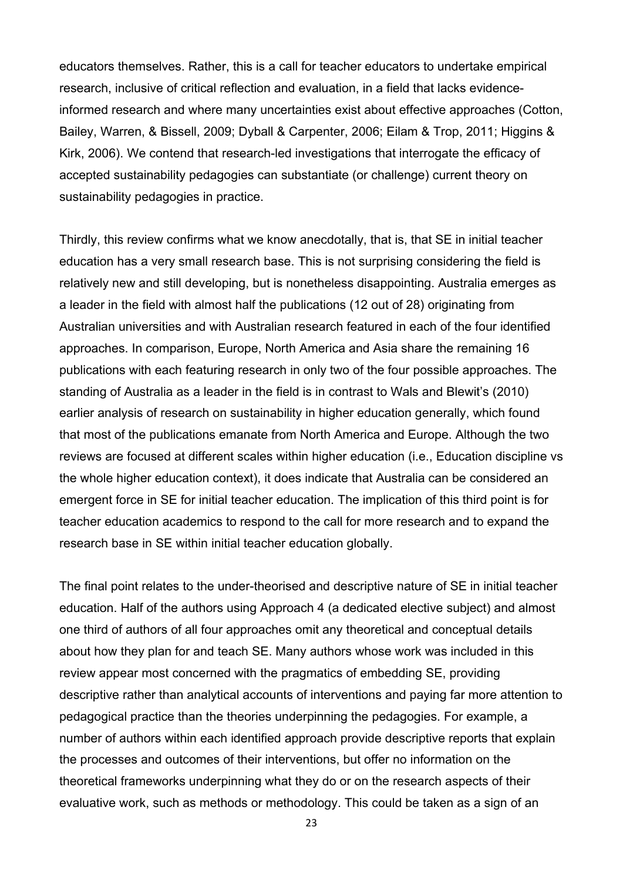educators themselves. Rather, this is a call for teacher educators to undertake empirical research, inclusive of critical reflection and evaluation, in a field that lacks evidence-informed research and where many uncertainties exist about effective approaches (Cotton, Bailey, Warren, & Bissell, 2009; Dyball & Carpenter, 2006; Eilam & Trop, 2011; Higgins & Kirk, 2006). We contend that research-led investigations that interrogate the efficacy of accepted sustainability pedagogies can substantiate (or challenge) current theory on sustainability pedagogies in practice.

Thirdly, this review confirms what we know anecdotally, that is, that SE in initial teacher education has a very small research base. This is not surprising considering the field is relatively new and still developing, but is nonetheless disappointing. Australia emerges as a leader in the field with almost half the publications (12 out of 28) originating from Australian universities and with Australian research featured in each of the four identified approaches. In comparison, Europe, North America and Asia share the remaining 16 publications with each featuring research in only two of the four possible approaches. The standing of Australia as a leader in the field is in contrast to Wals and Blewit's (2010) earlier analysis of research on sustainability in higher education generally, which found that most of the publications emanate from North America and Europe. Although the two reviews are focused at different scales within higher education (i.e., Education discipline vs the whole higher education context), it does indicate that Australia can be considered an emergent force in SE for initial teacher education. The implication of this third point is for teacher education academics to respond to the call for more research and to expand the research base in SE within initial teacher education globally.

The final point relates to the under-theorised and descriptive nature of SE in initial teacher education. Half of the authors using Approach 4 (a dedicated elective subject) and almost one third of authors of all four approaches omit any theoretical and conceptual details about how they plan for and teach SE. Many authors whose work was included in this review appear most concerned with the pragmatics of embedding SE, providing descriptive rather than analytical accounts of interventions and paying far more attention to pedagogical practice than the theories underpinning the pedagogies. For example, a number of authors within each identified approach provide descriptive reports that explain the processes and outcomes of their interventions, but offer no information on the theoretical frameworks underpinning what they do or on the research aspects of their evaluative work, such as methods or methodology. This could be taken as a sign of an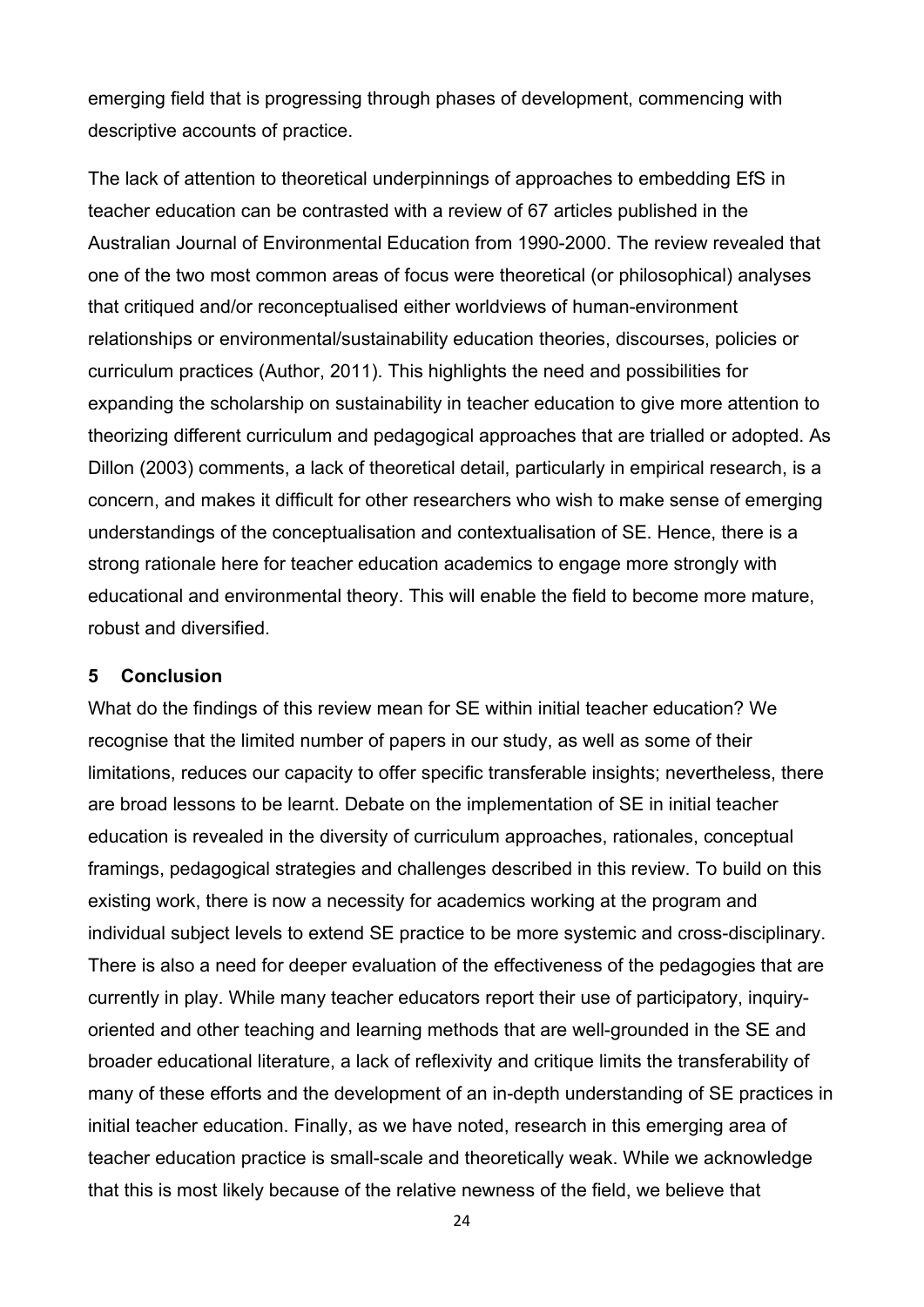emerging field that is progressing through phases of development, commencing with descriptive accounts of practice.

The lack of attention to theoretical underpinnings of approaches to embedding EfS in teacher education can be contrasted with a review of 67 articles published in the Australian Journal of Environmental Education from 1990-2000. The review revealed that one of the two most common areas of focus were theoretical (or philosophical) analyses that critiqued and/or reconceptualised either worldviews of human-environment relationships or environmental/sustainability education theories, discourses, policies or curriculum practices (Author, 2011). This highlights the need and possibilities for expanding the scholarship on sustainability in teacher education to give more attention to theorizing different curriculum and pedagogical approaches that are trialled or adopted. As Dillon (2003) comments, a lack of theoretical detail, particularly in empirical research, is a concern, and makes it difficult for other researchers who wish to make sense of emerging understandings of the conceptualisation and contextualisation of SE. Hence, there is a strong rationale here for teacher education academics to engage more strongly with educational and environmental theory. This will enable the field to become more mature, robust and diversified.

## 5 Conclusion

What do the findings of this review mean for SE within initial teacher education? We recognise that the limited number of papers in our study, as well as some of their limitations, reduces our capacity to offer specific transferable insights; nevertheless, there are broad lessons to be learnt. Debate on the implementation of SE in initial teacher education is revealed in the diversity of curriculum approaches, rationales, conceptual framings, pedagogical strategies and challenges described in this review. To build on this existing work, there is now a necessity for academics working at the program and individual subject levels to extend SE practice to be more systemic and cross-disciplinary. There is also a need for deeper evaluation of the effectiveness of the pedagogies that are currently in play. While many teacher educators report their use of participatory, inquiry-oriented and other teaching and learning methods that are well-grounded in the SE and broader educational literature, a lack of reflexivity and critique limits the transferability of many of these efforts and the development of an in-depth understanding of SE practices in initial teacher education. Finally, as we have noted, research in this emerging area of teacher education practice is small-scale and theoretically weak. While we acknowledge that this is most likely because of the relative newness of the field, we believe that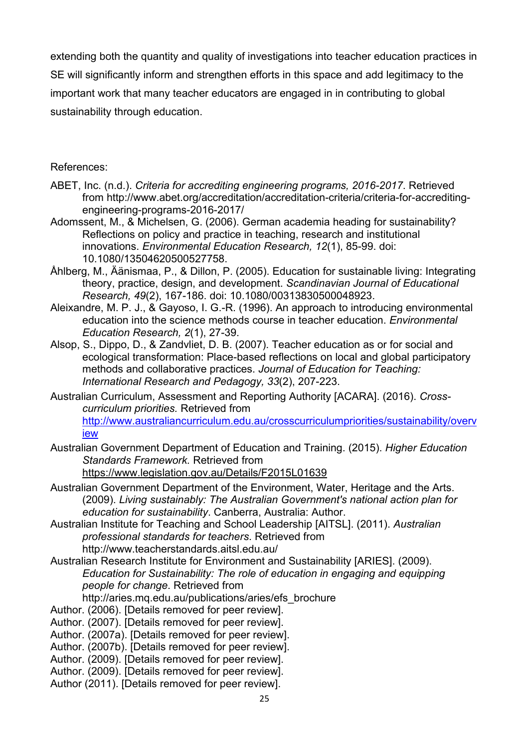extending both the quantity and quality of investigations into teacher education practices in SE will significantly inform and strengthen efforts in this space and add legitimacy to the important work that many teacher educators are engaged in in contributing to global sustainability through education.

References:

ABET, Inc. (n.d.). *Criteria for accrediting engineering programs, 2016-2017*. Retrieved from http://www.abet.org/accreditation/accreditation-criteria/criteria-for-accrediting-engineering-programs-2016-2017/

Adomssent, M., & Michelsen, G. (2006). German academia heading for sustainability? Reflections on policy and practice in teaching, research and institutional innovations. *Environmental Education Research, 12*(1), 85-99. doi: 10.1080/13504620500527758.

Åhlberg, M., Äänismaa, P., & Dillon, P. (2005). Education for sustainable living: Integrating theory, practice, design, and development. *Scandinavian Journal of Educational Research, 49*(2), 167-186. doi: 10.1080/00313830500048923.

Aleixandre, M. P. J., & Gayoso, I. G.-R. (1996). An approach to introducing environmental education into the science methods course in teacher education. *Environmental Education Research, 2*(1), 27-39.

Alsop, S., Dippo, D., & Zandvliet, D. B. (2007). Teacher education as or for social and ecological transformation: Place-based reflections on local and global participatory methods and collaborative practices. *Journal of Education for Teaching: International Research and Pedagogy, 33*(2), 207-223.

Australian Curriculum, Assessment and Reporting Authority [ACARA]. (2016). *Cross-curriculum priorities.* Retrieved from http://www.australiancurriculum.edu.au/crosscurriculumpriorities/sustainability/overview

Australian Government Department of Education and Training. (2015). *Higher Education Standards Framework.* Retrieved from https://www.legislation.gov.au/Details/F2015L01639

Australian Government Department of the Environment, Water, Heritage and the Arts. (2009). *Living sustainably: The Australian Government's national action plan for education for sustainability*. Canberra, Australia: Author.

Australian Institute for Teaching and School Leadership [AITSL]. (2011). *Australian professional standards for teachers*. Retrieved from http://www.teacherstandards.aitsl.edu.au/

Australian Research Institute for Environment and Sustainability [ARIES]. (2009). *Education for Sustainability: The role of education in engaging and equipping people for change*. Retrieved from http://aries.mq.edu.au/publications/aries/efs_brochure

Author. (2006). [Details removed for peer review].

Author. (2007). [Details removed for peer review].

Author. (2007a). [Details removed for peer review].

Author. (2007b). [Details removed for peer review].

Author. (2009). [Details removed for peer review].

Author. (2009). [Details removed for peer review].

Author (2011). [Details removed for peer review].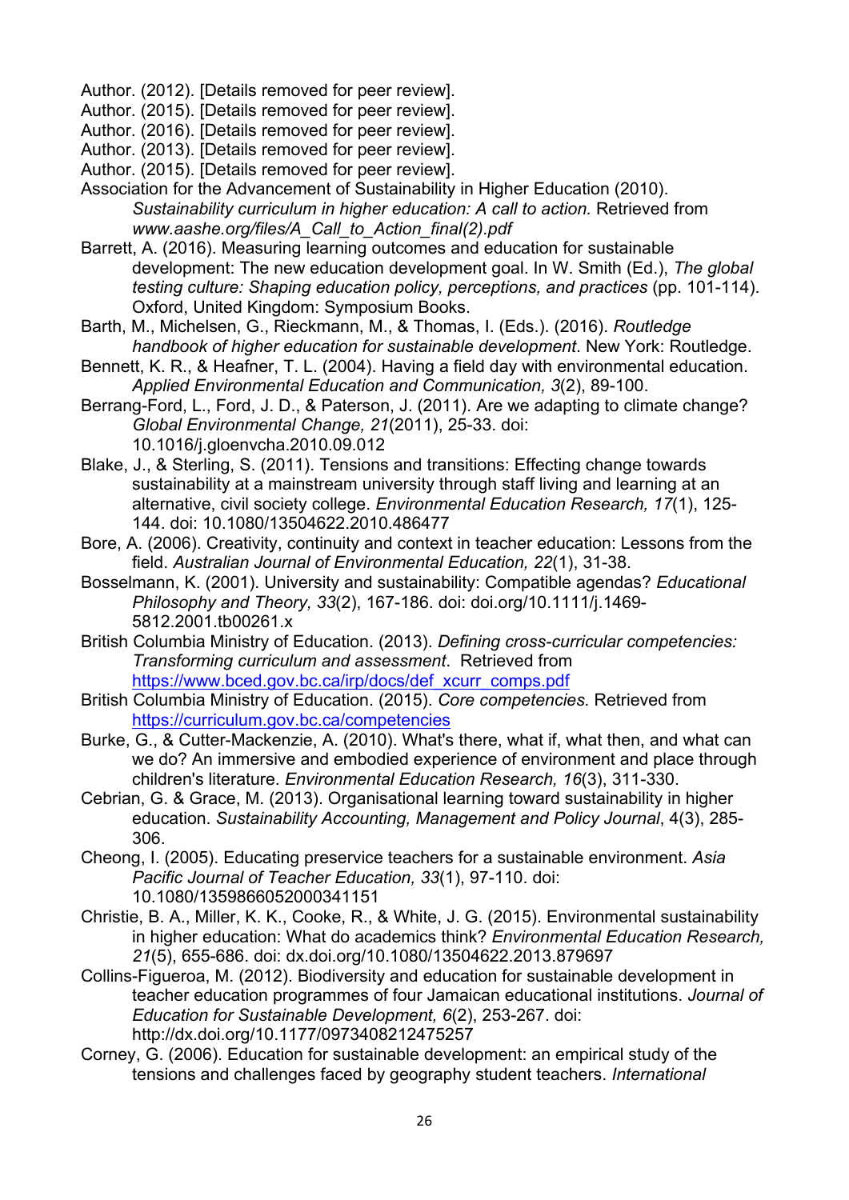Author. (2012). [Details removed for peer review].

Author. (2015). [Details removed for peer review].

Author. (2016). [Details removed for peer review].

Author. (2013). [Details removed for peer review].

Author. (2015). [Details removed for peer review].

Association for the Advancement of Sustainability in Higher Education (2010). *Sustainability curriculum in higher education: A call to action.* Retrieved from *www.aashe.org/files/A_Call_to_Action_final(2).pdf*

Barrett, A. (2016). Measuring learning outcomes and education for sustainable development: The new education development goal. In W. Smith (Ed.), *The global testing culture: Shaping education policy, perceptions, and practices* (pp. 101-114). Oxford, United Kingdom: Symposium Books.

Barth, M., Michelsen, G., Rieckmann, M., & Thomas, I. (Eds.). (2016). *Routledge handbook of higher education for sustainable development*. New York: Routledge.

Bennett, K. R., & Heafner, T. L. (2004). Having a field day with environmental education. *Applied Environmental Education and Communication, 3*(2), 89-100.

Berrang-Ford, L., Ford, J. D., & Paterson, J. (2011). Are we adapting to climate change? *Global Environmental Change, 21*(2011), 25-33. doi: 10.1016/j.gloenvcha.2010.09.012

Blake, J., & Sterling, S. (2011). Tensions and transitions: Effecting change towards sustainability at a mainstream university through staff living and learning at an alternative, civil society college. *Environmental Education Research, 17*(1), 125-144. doi: 10.1080/13504622.2010.486477

Bore, A. (2006). Creativity, continuity and context in teacher education: Lessons from the field. *Australian Journal of Environmental Education, 22*(1), 31-38.

Bosselmann, K. (2001). University and sustainability: Compatible agendas? *Educational Philosophy and Theory, 33*(2), 167-186. doi: doi.org/10.1111/j.1469-5812.2001.tb00261.x

British Columbia Ministry of Education. (2013). *Defining cross-curricular competencies: Transforming curriculum and assessment*. Retrieved from https://www.bced.gov.bc.ca/irp/docs/def_xcurr_comps.pdf

British Columbia Ministry of Education. (2015). *Core competencies.* Retrieved from https://curriculum.gov.bc.ca/competencies

Burke, G., & Cutter-Mackenzie, A. (2010). What's there, what if, what then, and what can we do? An immersive and embodied experience of environment and place through children's literature. *Environmental Education Research, 16*(3), 311-330.

Cebrian, G. & Grace, M. (2013). Organisational learning toward sustainability in higher education. *Sustainability Accounting, Management and Policy Journal*, 4(3), 285-306.

Cheong, I. (2005). Educating preservice teachers for a sustainable environment. *Asia Pacific Journal of Teacher Education, 33*(1), 97-110. doi: 10.1080/1359866052000341151

Christie, B. A., Miller, K. K., Cooke, R., & White, J. G. (2015). Environmental sustainability in higher education: What do academics think? *Environmental Education Research, 21*(5), 655-686. doi: dx.doi.org/10.1080/13504622.2013.879697

Collins-Figueroa, M. (2012). Biodiversity and education for sustainable development in teacher education programmes of four Jamaican educational institutions. *Journal of Education for Sustainable Development, 6*(2), 253-267. doi: http://dx.doi.org/10.1177/0973408212475257

Corney, G. (2006). Education for sustainable development: an empirical study of the tensions and challenges faced by geography student teachers. *International*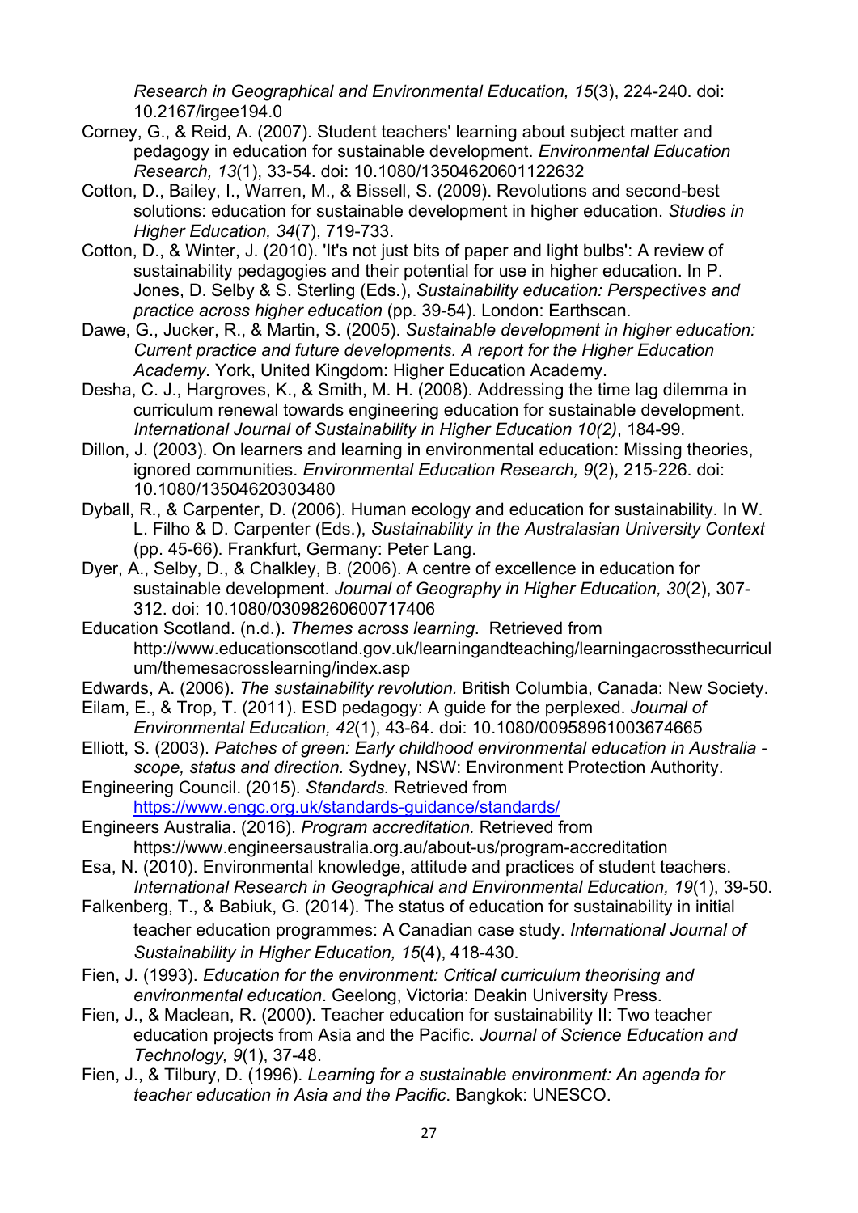*Research in Geographical and Environmental Education, 15*(3), 224-240. doi: 10.2167/irgee194.0

Corney, G., & Reid, A. (2007). Student teachers' learning about subject matter and pedagogy in education for sustainable development. *Environmental Education Research, 13*(1), 33-54. doi: 10.1080/13504620601122632

Cotton, D., Bailey, I., Warren, M., & Bissell, S. (2009). Revolutions and second-best solutions: education for sustainable development in higher education. *Studies in Higher Education, 34*(7), 719-733.

Cotton, D., & Winter, J. (2010). 'It's not just bits of paper and light bulbs': A review of sustainability pedagogies and their potential for use in higher education. In P. Jones, D. Selby & S. Sterling (Eds.), *Sustainability education: Perspectives and practice across higher education* (pp. 39-54). London: Earthscan.

Dawe, G., Jucker, R., & Martin, S. (2005). *Sustainable development in higher education: Current practice and future developments. A report for the Higher Education Academy*. York, United Kingdom: Higher Education Academy.

Desha, C. J., Hargroves, K., & Smith, M. H. (2008). Addressing the time lag dilemma in curriculum renewal towards engineering education for sustainable development. *International Journal of Sustainability in Higher Education 10(2)*, 184-99.

Dillon, J. (2003). On learners and learning in environmental education: Missing theories, ignored communities. *Environmental Education Research, 9*(2), 215-226. doi: 10.1080/13504620303480

Dyball, R., & Carpenter, D. (2006). Human ecology and education for sustainability. In W. L. Filho & D. Carpenter (Eds.), *Sustainability in the Australasian University Context* (pp. 45-66). Frankfurt, Germany: Peter Lang.

Dyer, A., Selby, D., & Chalkley, B. (2006). A centre of excellence in education for sustainable development. *Journal of Geography in Higher Education, 30*(2), 307-312. doi: 10.1080/03098260600717406

Education Scotland. (n.d.). *Themes across learning*. Retrieved from http://www.educationscotland.gov.uk/learningandteaching/learningacrossthecurriculum/themesacrosslearning/index.asp

Edwards, A. (2006). *The sustainability revolution.* British Columbia, Canada: New Society.

Eilam, E., & Trop, T. (2011). ESD pedagogy: A guide for the perplexed. *Journal of Environmental Education, 42*(1), 43-64. doi: 10.1080/00958961003674665

Elliott, S. (2003). *Patches of green: Early childhood environmental education in Australia - scope, status and direction.* Sydney, NSW: Environment Protection Authority.

Engineering Council. (2015). *Standards.* Retrieved from https://www.engc.org.uk/standards-guidance/standards/

Engineers Australia. (2016). *Program accreditation.* Retrieved from https://www.engineersaustralia.org.au/about-us/program-accreditation

Esa, N. (2010). Environmental knowledge, attitude and practices of student teachers. *International Research in Geographical and Environmental Education, 19*(1), 39-50.

Falkenberg, T., & Babiuk, G. (2014). The status of education for sustainability in initial teacher education programmes: A Canadian case study. *International Journal of Sustainability in Higher Education, 15*(4), 418-430.

Fien, J. (1993). *Education for the environment: Critical curriculum theorising and environmental education*. Geelong, Victoria: Deakin University Press.

Fien, J., & Maclean, R. (2000). Teacher education for sustainability II: Two teacher education projects from Asia and the Pacific. *Journal of Science Education and Technology, 9*(1), 37-48.

Fien, J., & Tilbury, D. (1996). *Learning for a sustainable environment: An agenda for teacher education in Asia and the Pacific*. Bangkok: UNESCO.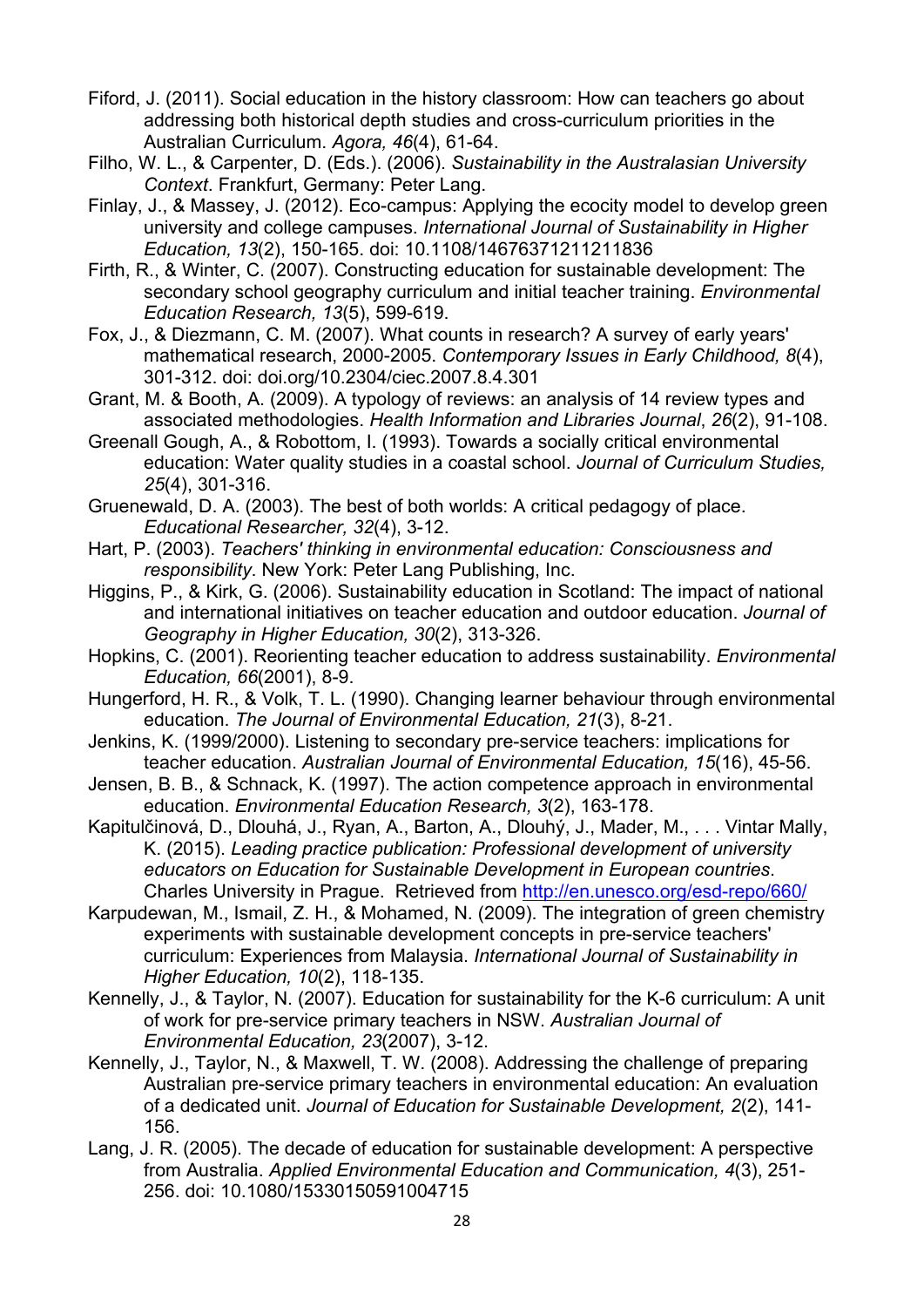Fiford, J. (2011). Social education in the history classroom: How can teachers go about addressing both historical depth studies and cross-curriculum priorities in the Australian Curriculum. *Agora, 46*(4), 61-64.

Filho, W. L., & Carpenter, D. (Eds.). (2006). *Sustainability in the Australasian University Context*. Frankfurt, Germany: Peter Lang.

Finlay, J., & Massey, J. (2012). Eco-campus: Applying the ecocity model to develop green university and college campuses. *International Journal of Sustainability in Higher Education, 13*(2), 150-165. doi: 10.1108/14676371211211836

Firth, R., & Winter, C. (2007). Constructing education for sustainable development: The secondary school geography curriculum and initial teacher training. *Environmental Education Research, 13*(5), 599-619.

Fox, J., & Diezmann, C. M. (2007). What counts in research? A survey of early years' mathematical research, 2000-2005. *Contemporary Issues in Early Childhood, 8*(4), 301-312. doi: doi.org/10.2304/ciec.2007.8.4.301

Grant, M. & Booth, A. (2009). A typology of reviews: an analysis of 14 review types and associated methodologies. *Health Information and Libraries Journal*, *26*(2), 91-108.

Greenall Gough, A., & Robottom, I. (1993). Towards a socially critical environmental education: Water quality studies in a coastal school. *Journal of Curriculum Studies, 25*(4), 301-316.

Gruenewald, D. A. (2003). The best of both worlds: A critical pedagogy of place. *Educational Researcher, 32*(4), 3-12.

Hart, P. (2003). *Teachers' thinking in environmental education: Consciousness and responsibility*. New York: Peter Lang Publishing, Inc.

Higgins, P., & Kirk, G. (2006). Sustainability education in Scotland: The impact of national and international initiatives on teacher education and outdoor education. *Journal of Geography in Higher Education, 30*(2), 313-326.

Hopkins, C. (2001). Reorienting teacher education to address sustainability. *Environmental Education, 66*(2001), 8-9.

Hungerford, H. R., & Volk, T. L. (1990). Changing learner behaviour through environmental education. *The Journal of Environmental Education, 21*(3), 8-21.

Jenkins, K. (1999/2000). Listening to secondary pre-service teachers: implications for teacher education. *Australian Journal of Environmental Education, 15*(16), 45-56.

Jensen, B. B., & Schnack, K. (1997). The action competence approach in environmental education. *Environmental Education Research, 3*(2), 163-178.

Kapitulčinová, D., Dlouhá, J., Ryan, A., Barton, A., Dlouhý, J., Mader, M., . . . Vintar Mally, K. (2015). *Leading practice publication: Professional development of university educators on Education for Sustainable Development in European countries*. Charles University in Prague. Retrieved from http://en.unesco.org/esd-repo/660/

Karpudewan, M., Ismail, Z. H., & Mohamed, N. (2009). The integration of green chemistry experiments with sustainable development concepts in pre-service teachers' curriculum: Experiences from Malaysia. *International Journal of Sustainability in Higher Education, 10*(2), 118-135.

Kennelly, J., & Taylor, N. (2007). Education for sustainability for the K-6 curriculum: A unit of work for pre-service primary teachers in NSW. *Australian Journal of Environmental Education, 23*(2007), 3-12.

Kennelly, J., Taylor, N., & Maxwell, T. W. (2008). Addressing the challenge of preparing Australian pre-service primary teachers in environmental education: An evaluation of a dedicated unit. *Journal of Education for Sustainable Development, 2*(2), 141-156.

Lang, J. R. (2005). The decade of education for sustainable development: A perspective from Australia. *Applied Environmental Education and Communication, 4*(3), 251-256. doi: 10.1080/15330150591004715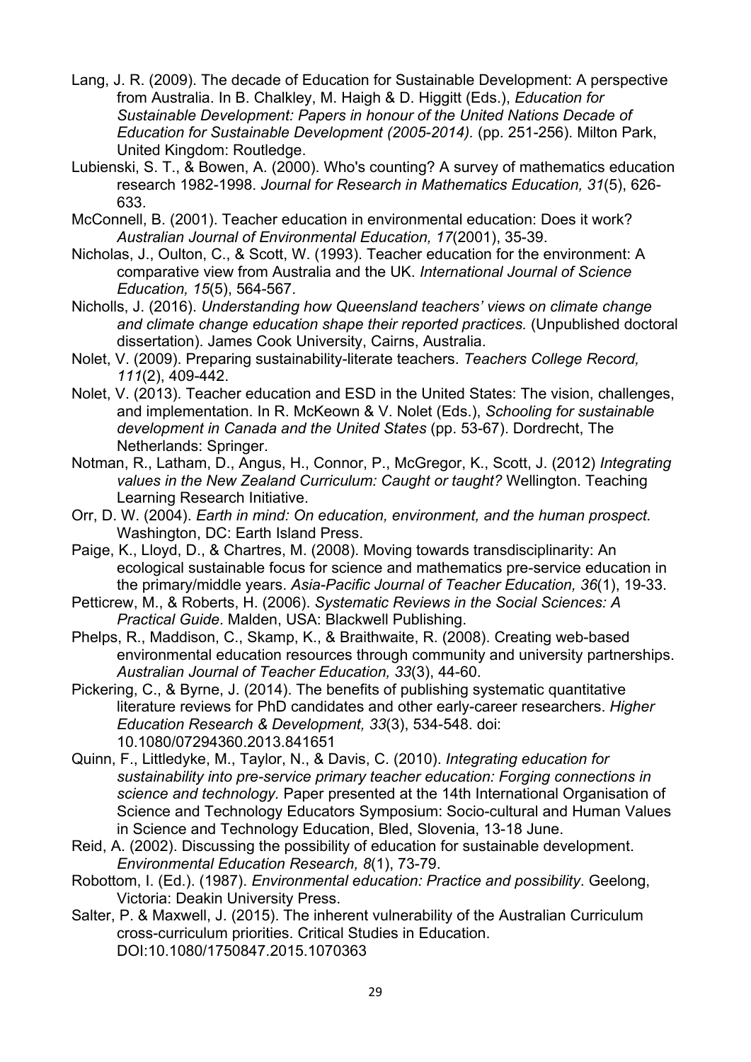Lang, J. R. (2009). The decade of Education for Sustainable Development: A perspective from Australia. In B. Chalkley, M. Haigh & D. Higgitt (Eds.), *Education for Sustainable Development: Papers in honour of the United Nations Decade of Education for Sustainable Development (2005-2014).* (pp. 251-256). Milton Park, United Kingdom: Routledge.

Lubienski, S. T., & Bowen, A. (2000). Who's counting? A survey of mathematics education research 1982-1998. *Journal for Research in Mathematics Education, 31*(5), 626-633.

McConnell, B. (2001). Teacher education in environmental education: Does it work? *Australian Journal of Environmental Education, 17*(2001), 35-39.

Nicholas, J., Oulton, C., & Scott, W. (1993). Teacher education for the environment: A comparative view from Australia and the UK. *International Journal of Science Education, 15*(5), 564-567.

Nicholls, J. (2016). *Understanding how Queensland teachers' views on climate change and climate change education shape their reported practices.* (Unpublished doctoral dissertation). James Cook University, Cairns, Australia.

Nolet, V. (2009). Preparing sustainability-literate teachers. *Teachers College Record, 111*(2), 409-442.

Nolet, V. (2013). Teacher education and ESD in the United States: The vision, challenges, and implementation. In R. McKeown & V. Nolet (Eds.), *Schooling for sustainable development in Canada and the United States* (pp. 53-67). Dordrecht, The Netherlands: Springer.

Notman, R., Latham, D., Angus, H., Connor, P., McGregor, K., Scott, J. (2012) *Integrating values in the New Zealand Curriculum: Caught or taught?* Wellington. Teaching Learning Research Initiative.

Orr, D. W. (2004). *Earth in mind: On education, environment, and the human prospect.* Washington, DC: Earth Island Press.

Paige, K., Lloyd, D., & Chartres, M. (2008). Moving towards transdisciplinarity: An ecological sustainable focus for science and mathematics pre-service education in the primary/middle years. *Asia-Pacific Journal of Teacher Education, 36*(1), 19-33.

Petticrew, M., & Roberts, H. (2006). *Systematic Reviews in the Social Sciences: A Practical Guide*. Malden, USA: Blackwell Publishing.

Phelps, R., Maddison, C., Skamp, K., & Braithwaite, R. (2008). Creating web-based environmental education resources through community and university partnerships. *Australian Journal of Teacher Education, 33*(3), 44-60.

Pickering, C., & Byrne, J. (2014). The benefits of publishing systematic quantitative literature reviews for PhD candidates and other early-career researchers. *Higher Education Research & Development, 33*(3), 534-548. doi: 10.1080/07294360.2013.841651

Quinn, F., Littledyke, M., Taylor, N., & Davis, C. (2010). *Integrating education for sustainability into pre-service primary teacher education: Forging connections in science and technology.* Paper presented at the 14th International Organisation of Science and Technology Educators Symposium: Socio-cultural and Human Values in Science and Technology Education, Bled, Slovenia, 13-18 June.

Reid, A. (2002). Discussing the possibility of education for sustainable development. *Environmental Education Research, 8*(1), 73-79.

Robottom, I. (Ed.). (1987). *Environmental education: Practice and possibility*. Geelong, Victoria: Deakin University Press.

Salter, P. & Maxwell, J. (2015). The inherent vulnerability of the Australian Curriculum cross-curriculum priorities. Critical Studies in Education. DOI:10.1080/1750847.2015.1070363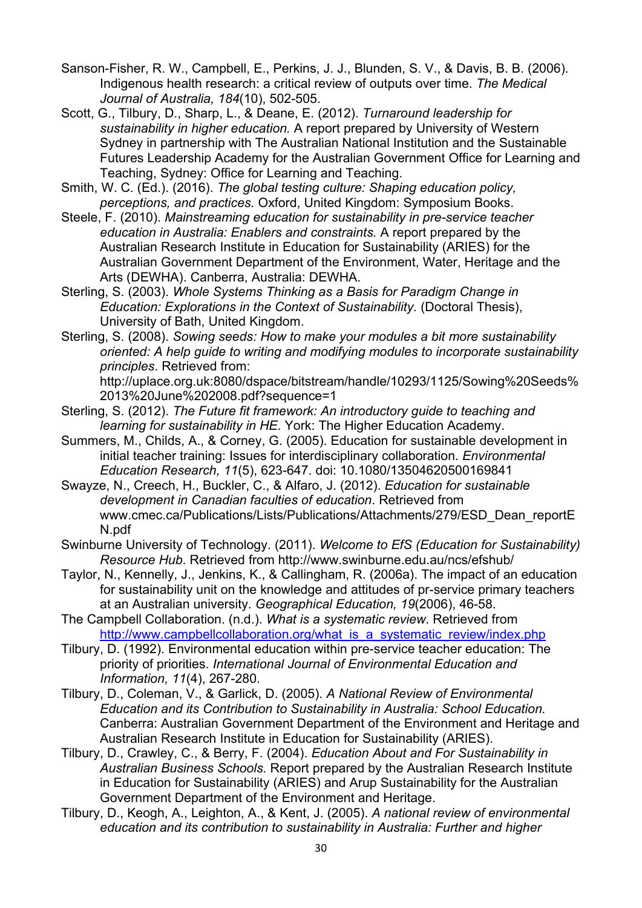Sanson-Fisher, R. W., Campbell, E., Perkins, J. J., Blunden, S. V., & Davis, B. B. (2006). Indigenous health research: a critical review of outputs over time. *The Medical Journal of Australia, 184*(10), 502-505.

Scott, G., Tilbury, D., Sharp, L., & Deane, E. (2012). *Turnaround leadership for sustainability in higher education.* A report prepared by University of Western Sydney in partnership with The Australian National Institution and the Sustainable Futures Leadership Academy for the Australian Government Office for Learning and Teaching, Sydney: Office for Learning and Teaching.

Smith, W. C. (Ed.). (2016). *The global testing culture: Shaping education policy, perceptions, and practices.* Oxford, United Kingdom: Symposium Books.

Steele, F. (2010). *Mainstreaming education for sustainability in pre-service teacher education in Australia: Enablers and constraints.* A report prepared by the Australian Research Institute in Education for Sustainability (ARIES) for the Australian Government Department of the Environment, Water, Heritage and the Arts (DEWHA). Canberra, Australia: DEWHA.

Sterling, S. (2003). *Whole Systems Thinking as a Basis for Paradigm Change in Education: Explorations in the Context of Sustainability.* (Doctoral Thesis), University of Bath, United Kingdom.

Sterling, S. (2008). *Sowing seeds: How to make your modules a bit more sustainability oriented: A help guide to writing and modifying modules to incorporate sustainability principles*. Retrieved from: http://uplace.org.uk:8080/dspace/bitstream/handle/10293/1125/Sowing%20Seeds%2013%20June%202008.pdf?sequence=1

Sterling, S. (2012). *The Future fit framework: An introductory guide to teaching and learning for sustainability in HE*. York: The Higher Education Academy.

Summers, M., Childs, A., & Corney, G. (2005). Education for sustainable development in initial teacher training: Issues for interdisciplinary collaboration. *Environmental Education Research, 11*(5), 623-647. doi: 10.1080/13504620500169841

Swayze, N., Creech, H., Buckler, C., & Alfaro, J. (2012). *Education for sustainable development in Canadian faculties of education*. Retrieved from www.cmec.ca/Publications/Lists/Publications/Attachments/279/ESD_Dean_reportEN.pdf

Swinburne University of Technology. (2011). *Welcome to EfS (Education for Sustainability) Resource Hub*. Retrieved from http://www.swinburne.edu.au/ncs/efshub/

Taylor, N., Kennelly, J., Jenkins, K., & Callingham, R. (2006a). The impact of an education for sustainability unit on the knowledge and attitudes of pr-service primary teachers at an Australian university. *Geographical Education, 19*(2006), 46-58.

The Campbell Collaboration. (n.d.). *What is a systematic review*. Retrieved from http://www.campbellcollaboration.org/what_is_a_systematic_review/index.php

Tilbury, D. (1992). Environmental education within pre-service teacher education: The priority of priorities. *International Journal of Environmental Education and Information, 11*(4), 267-280.

Tilbury, D., Coleman, V., & Garlick, D. (2005). *A National Review of Environmental Education and its Contribution to Sustainability in Australia: School Education.* Canberra: Australian Government Department of the Environment and Heritage and Australian Research Institute in Education for Sustainability (ARIES).

Tilbury, D., Crawley, C., & Berry, F. (2004). *Education About and For Sustainability in Australian Business Schools.* Report prepared by the Australian Research Institute in Education for Sustainability (ARIES) and Arup Sustainability for the Australian Government Department of the Environment and Heritage.

Tilbury, D., Keogh, A., Leighton, A., & Kent, J. (2005). *A national review of environmental education and its contribution to sustainability in Australia: Further and higher*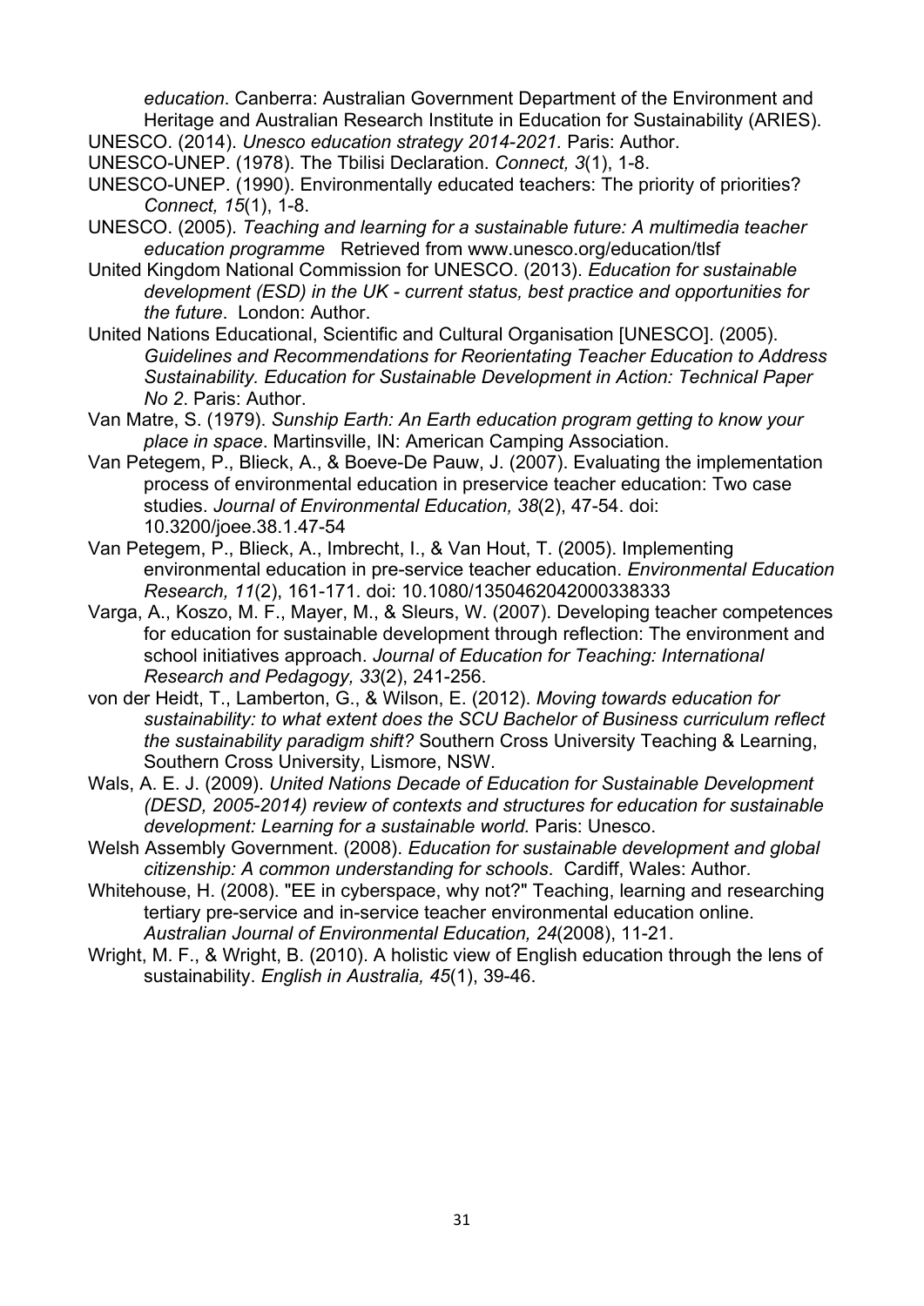*education*. Canberra: Australian Government Department of the Environment and Heritage and Australian Research Institute in Education for Sustainability (ARIES).

UNESCO. (2014). *Unesco education strategy 2014-2021.* Paris: Author.

UNESCO-UNEP. (1978). The Tbilisi Declaration. *Connect, 3*(1), 1-8.

UNESCO-UNEP. (1990). Environmentally educated teachers: The priority of priorities? *Connect, 15*(1), 1-8.

UNESCO. (2005). *Teaching and learning for a sustainable future: A multimedia teacher education programme* Retrieved from www.unesco.org/education/tlsf

United Kingdom National Commission for UNESCO. (2013). *Education for sustainable development (ESD) in the UK - current status, best practice and opportunities for the future*. London: Author.

United Nations Educational, Scientific and Cultural Organisation [UNESCO]. (2005). *Guidelines and Recommendations for Reorientating Teacher Education to Address Sustainability. Education for Sustainable Development in Action: Technical Paper No 2*. Paris: Author.

Van Matre, S. (1979). *Sunship Earth: An Earth education program getting to know your place in space*. Martinsville, IN: American Camping Association.

Van Petegem, P., Blieck, A., & Boeve-De Pauw, J. (2007). Evaluating the implementation process of environmental education in preservice teacher education: Two case studies. *Journal of Environmental Education, 38*(2), 47-54. doi: 10.3200/joee.38.1.47-54

Van Petegem, P., Blieck, A., Imbrecht, I., & Van Hout, T. (2005). Implementing environmental education in pre-service teacher education. *Environmental Education Research, 11*(2), 161-171. doi: 10.1080/1350462042000338333

Varga, A., Koszo, M. F., Mayer, M., & Sleurs, W. (2007). Developing teacher competences for education for sustainable development through reflection: The environment and school initiatives approach. *Journal of Education for Teaching: International Research and Pedagogy, 33*(2), 241-256.

von der Heidt, T., Lamberton, G., & Wilson, E. (2012). *Moving towards education for sustainability: to what extent does the SCU Bachelor of Business curriculum reflect the sustainability paradigm shift?* Southern Cross University Teaching & Learning, Southern Cross University, Lismore, NSW.

Wals, A. E. J. (2009). *United Nations Decade of Education for Sustainable Development (DESD, 2005-2014) review of contexts and structures for education for sustainable development: Learning for a sustainable world.* Paris: Unesco.

Welsh Assembly Government. (2008). *Education for sustainable development and global citizenship: A common understanding for schools*. Cardiff, Wales: Author.

Whitehouse, H. (2008). "EE in cyberspace, why not?" Teaching, learning and researching tertiary pre-service and in-service teacher environmental education online. *Australian Journal of Environmental Education, 24*(2008), 11-21.

Wright, M. F., & Wright, B. (2010). A holistic view of English education through the lens of sustainability. *English in Australia, 45*(1), 39-46.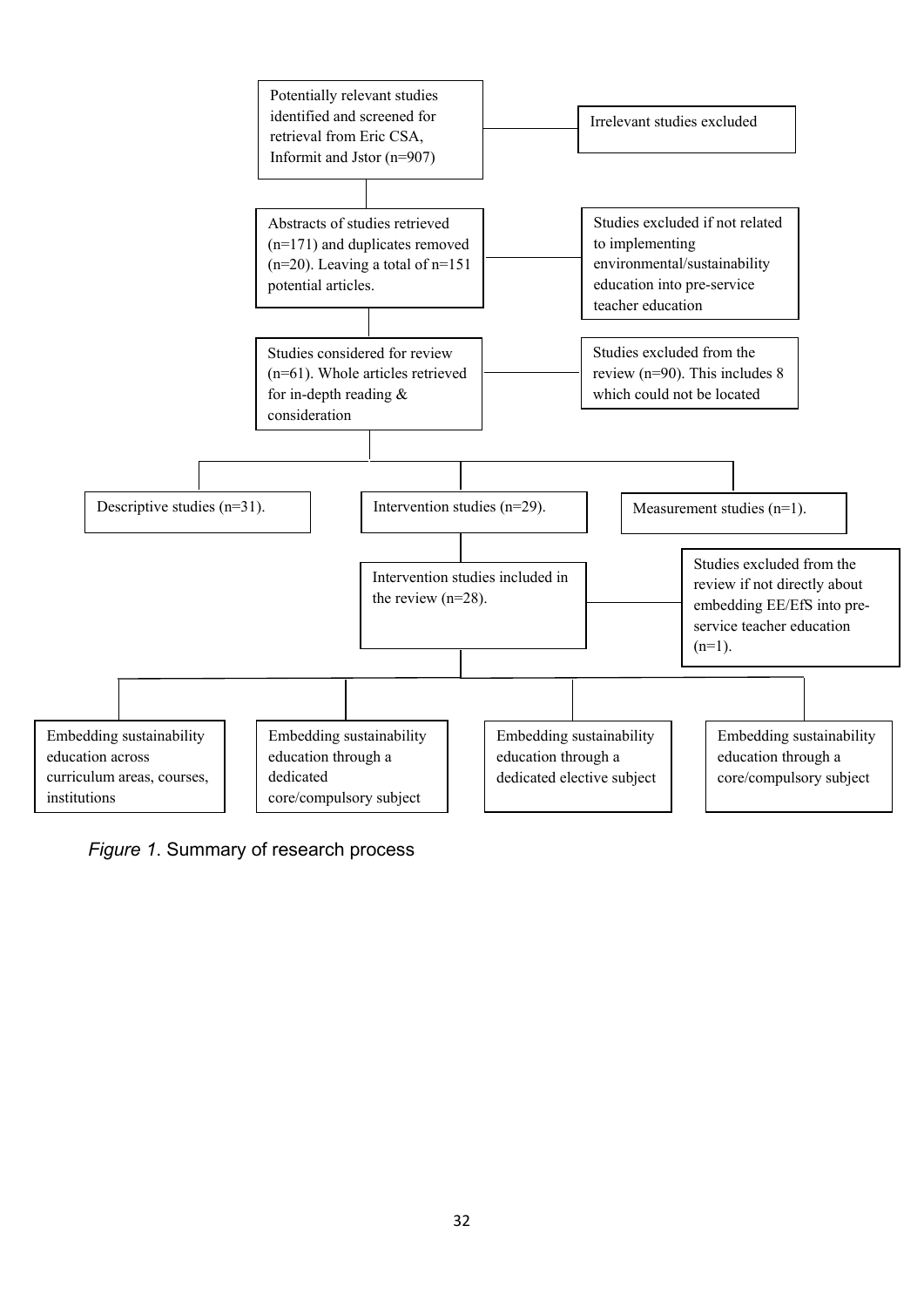Potentially relevant studies identified and screened for retrieval from Eric CSA, Informit and Jstor (n=907)

Irrelevant studies excluded

Abstracts of studies retrieved (n=171) and duplicates removed (n=20). Leaving a total of n=151 potential articles.

Studies excluded if not related to implementing environmental/sustainability education into pre-service teacher education

Studies considered for review (n=61). Whole articles retrieved for in-depth reading & consideration

Studies excluded from the review (n=90). This includes 8 which could not be located

Descriptive studies (n=31).

Intervention studies (n=29).

Measurement studies (n=1).

Intervention studies included in the review (n=28).

Studies excluded from the review if not directly about embedding EE/EfS into pre-service teacher education (n=1).

Embedding sustainability education across curriculum areas, courses, institutions

Embedding sustainability education through a dedicated core/compulsory subject

Embedding sustainability education through a dedicated elective subject

Embedding sustainability education through a core/compulsory subject

*Figure 1.* Summary of research process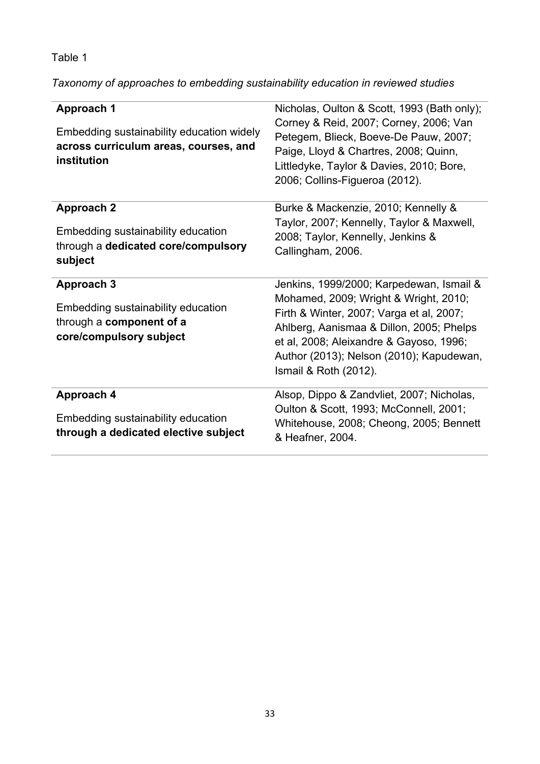Table 1

*Taxonomy of approaches to embedding sustainability education in reviewed studies*

| | |
|---|---|
| **Approach 1**<br><br>Embedding sustainability education widely **across curriculum areas, courses, and institution** | Nicholas, Oulton & Scott, 1993 (Bath only); Corney & Reid, 2007; Corney, 2006; Van Petegem, Blieck, Boeve-De Pauw, 2007; Paige, Lloyd & Chartres, 2008; Quinn, Littledyke, Taylor & Davies, 2010; Bore, 2006; Collins-Figueroa (2012). |
| **Approach 2**<br><br>Embedding sustainability education through a **dedicated core/compulsory subject** | Burke & Mackenzie, 2010; Kennelly & Taylor, 2007; Kennelly, Taylor & Maxwell, 2008; Taylor, Kennelly, Jenkins & Callingham, 2006. |
| **Approach 3**<br><br>Embedding sustainability education through a **component of a core/compulsory subject** | Jenkins, 1999/2000; Karpedewan, Ismail & Mohamed, 2009; Wright & Wright, 2010; Firth & Winter, 2007; Varga et al, 2007; Ahlberg, Aanismaa & Dillon, 2005; Phelps et al, 2008; Aleixandre & Gayoso, 1996; Author (2013); Nelson (2010); Kapudewan, Ismail & Roth (2012). |
| **Approach 4**<br><br>Embedding sustainability education **through a dedicated elective subject** | Alsop, Dippo & Zandvliet, 2007; Nicholas, Oulton & Scott, 1993; McConnell, 2001; Whitehouse, 2008; Cheong, 2005; Bennett & Heafner, 2004. |